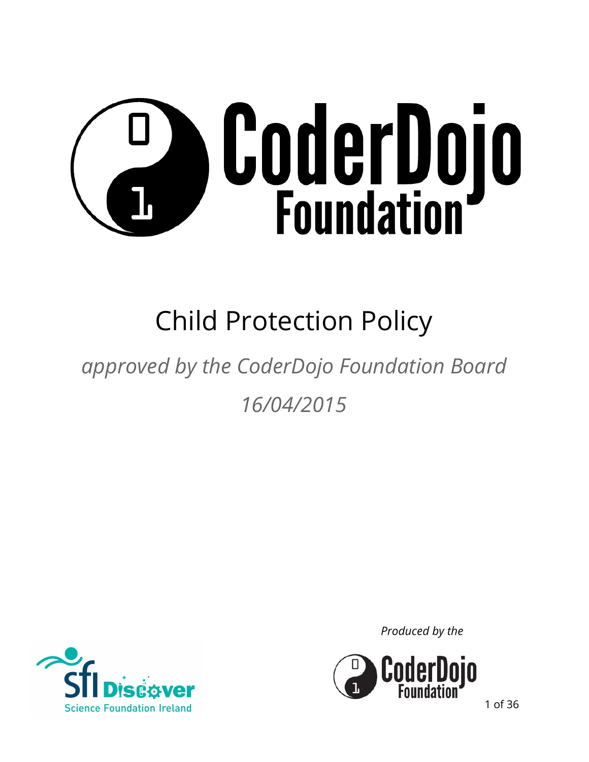# CoderDojo Foundation

# Child Protection Policy

*approved by the CoderDojo Foundation Board*

*16/04/2015*

*Produced by the*

CoderDojo Foundation

Science Foundation Ireland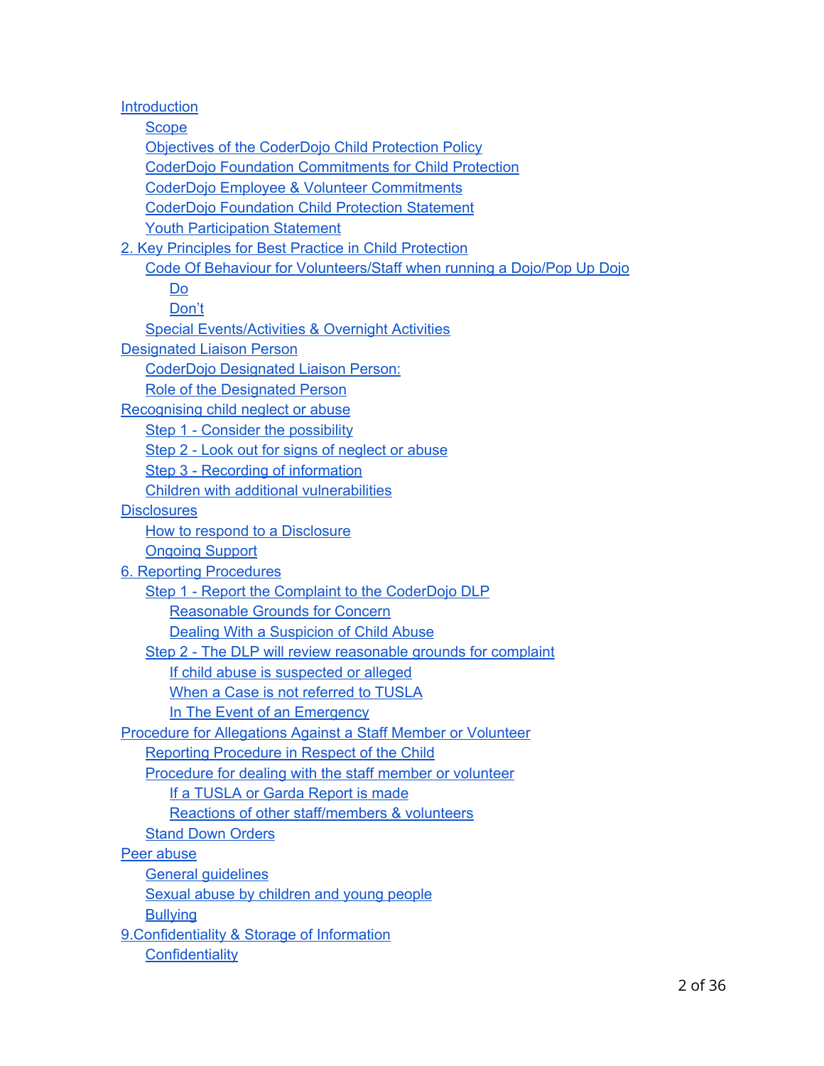- Introduction
  - Scope
  - Objectives of the CoderDojo Child Protection Policy
  - CoderDojo Foundation Commitments for Child Protection
  - CoderDojo Employee & Volunteer Commitments
  - CoderDojo Foundation Child Protection Statement
  - Youth Participation Statement
- 2. Key Principles for Best Practice in Child Protection
  - Code Of Behaviour for Volunteers/Staff when running a Dojo/Pop Up Dojo
    - Do
    - Don't
  - Special Events/Activities & Overnight Activities
- Designated Liaison Person
  - CoderDojo Designated Liaison Person:
  - Role of the Designated Person
- Recognising child neglect or abuse
  - Step 1 - Consider the possibility
  - Step 2 - Look out for signs of neglect or abuse
  - Step 3 - Recording of information
  - Children with additional vulnerabilities
- Disclosures
  - How to respond to a Disclosure
  - Ongoing Support
- 6. Reporting Procedures
  - Step 1 - Report the Complaint to the CoderDojo DLP
    - Reasonable Grounds for Concern
    - Dealing With a Suspicion of Child Abuse
  - Step 2 - The DLP will review reasonable grounds for complaint
    - If child abuse is suspected or alleged
    - When a Case is not referred to TUSLA
    - In The Event of an Emergency
- Procedure for Allegations Against a Staff Member or Volunteer
  - Reporting Procedure in Respect of the Child
  - Procedure for dealing with the staff member or volunteer
    - If a TUSLA or Garda Report is made
    - Reactions of other staff/members & volunteers
  - Stand Down Orders
- Peer abuse
  - General guidelines
  - Sexual abuse by children and young people
  - Bullying
- 9.Confidentiality & Storage of Information
  - Confidentiality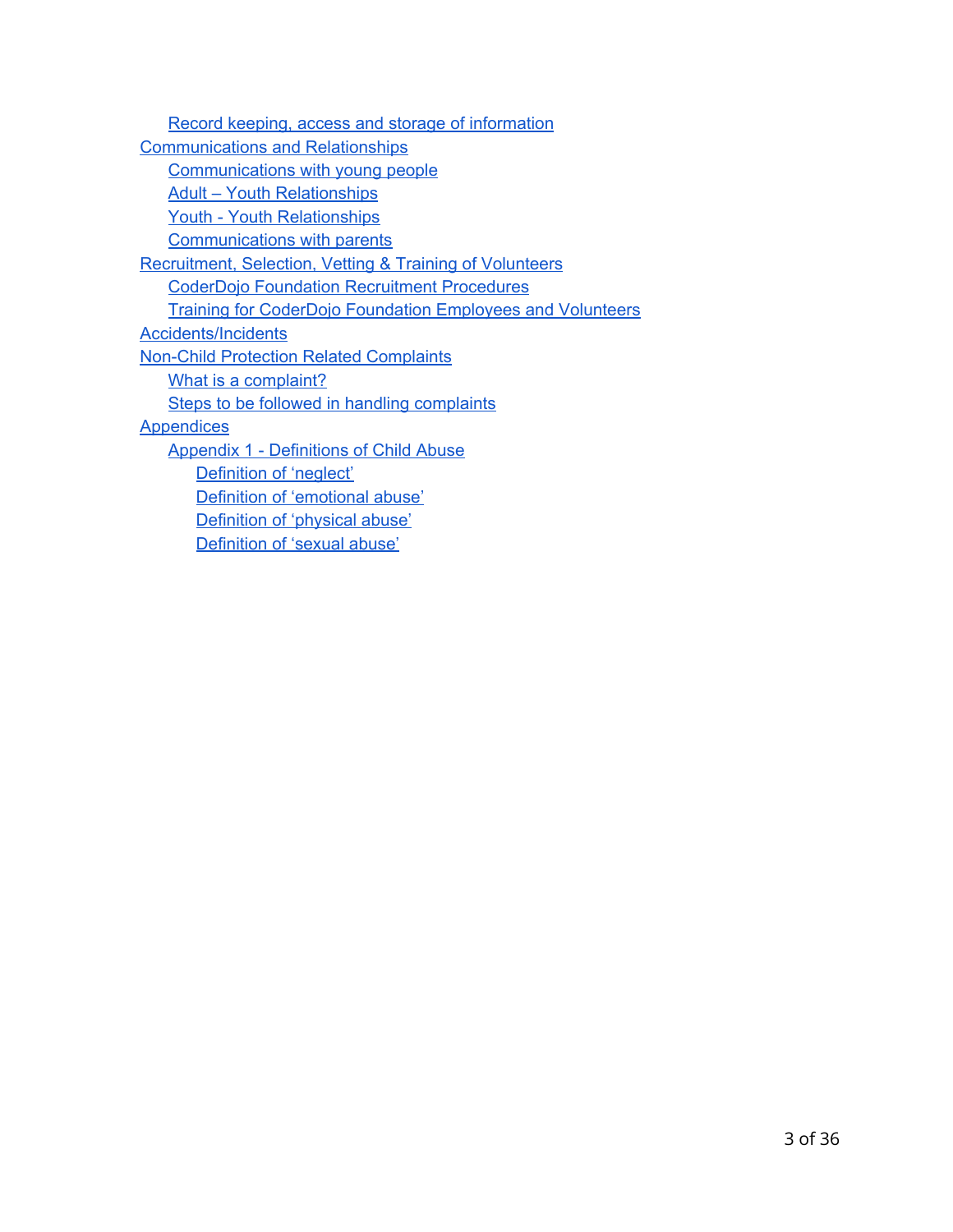- Record keeping, access and storage of information

- Communications and Relationships
  - Communications with young people
  - Adult – Youth Relationships
  - Youth - Youth Relationships
  - Communications with parents
- Recruitment, Selection, Vetting & Training of Volunteers
  - CoderDojo Foundation Recruitment Procedures
  - Training for CoderDojo Foundation Employees and Volunteers
- Accidents/Incidents
- Non-Child Protection Related Complaints
  - What is a complaint?
  - Steps to be followed in handling complaints
- Appendices
  - Appendix 1 - Definitions of Child Abuse
    - Definition of 'neglect'
    - Definition of 'emotional abuse'
    - Definition of 'physical abuse'
    - Definition of 'sexual abuse'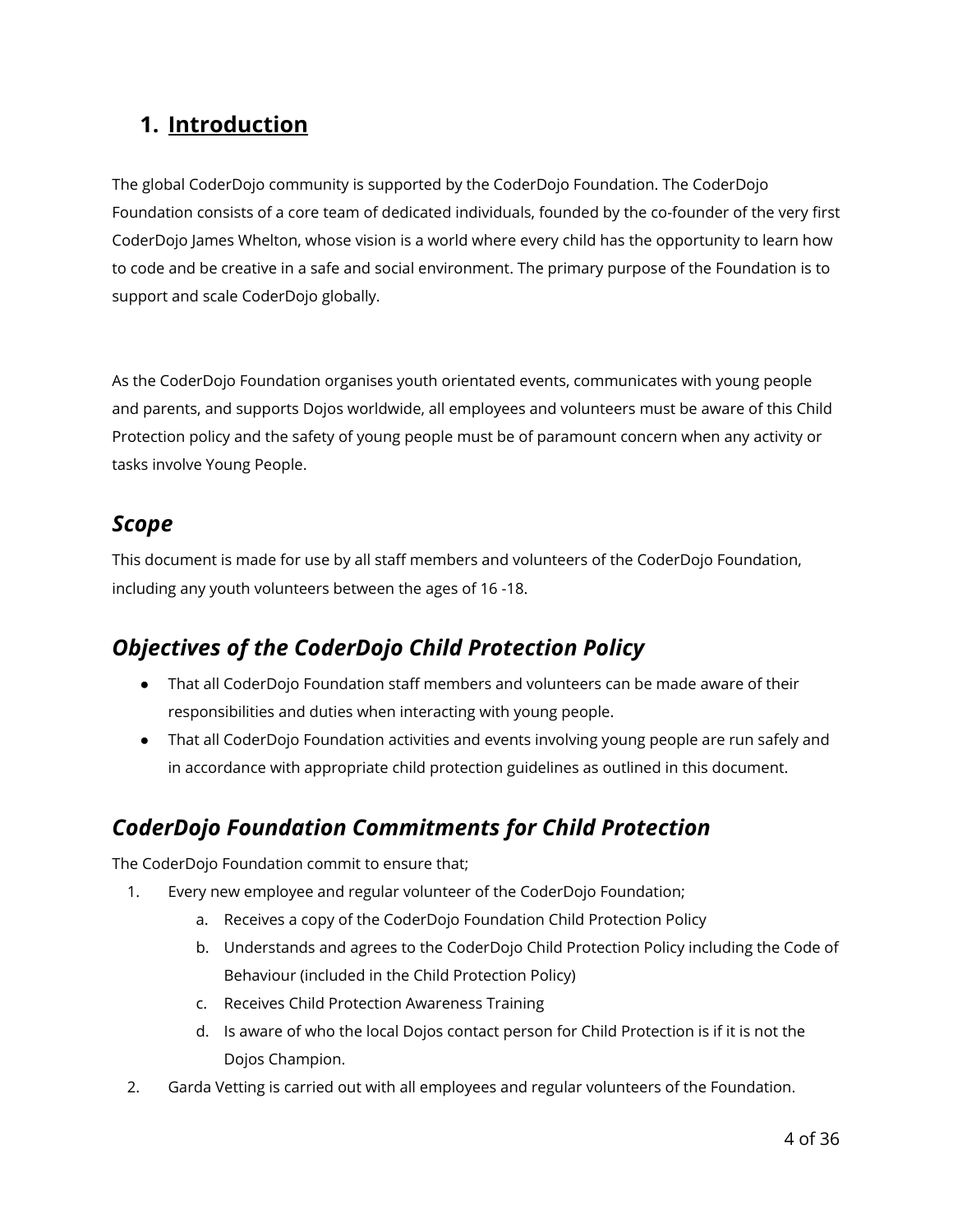## 1. Introduction

The global CoderDojo community is supported by the CoderDojo Foundation. The CoderDojo Foundation consists of a core team of dedicated individuals, founded by the co-founder of the very first CoderDojo James Whelton, whose vision is a world where every child has the opportunity to learn how to code and be creative in a safe and social environment. The primary purpose of the Foundation is to support and scale CoderDojo globally.

As the CoderDojo Foundation organises youth orientated events, communicates with young people and parents, and supports Dojos worldwide, all employees and volunteers must be aware of this Child Protection policy and the safety of young people must be of paramount concern when any activity or tasks involve Young People.

### *Scope*

This document is made for use by all staff members and volunteers of the CoderDojo Foundation, including any youth volunteers between the ages of 16 -18.

### *Objectives of the CoderDojo Child Protection Policy*

- That all CoderDojo Foundation staff members and volunteers can be made aware of their responsibilities and duties when interacting with young people.
- That all CoderDojo Foundation activities and events involving young people are run safely and in accordance with appropriate child protection guidelines as outlined in this document.

### *CoderDojo Foundation Commitments for Child Protection*

The CoderDojo Foundation commit to ensure that;

1. Every new employee and regular volunteer of the CoderDojo Foundation;
    a. Receives a copy of the CoderDojo Foundation Child Protection Policy
    b. Understands and agrees to the CoderDojo Child Protection Policy including the Code of Behaviour (included in the Child Protection Policy)
    c. Receives Child Protection Awareness Training
    d. Is aware of who the local Dojos contact person for Child Protection is if it is not the Dojos Champion.
2. Garda Vetting is carried out with all employees and regular volunteers of the Foundation.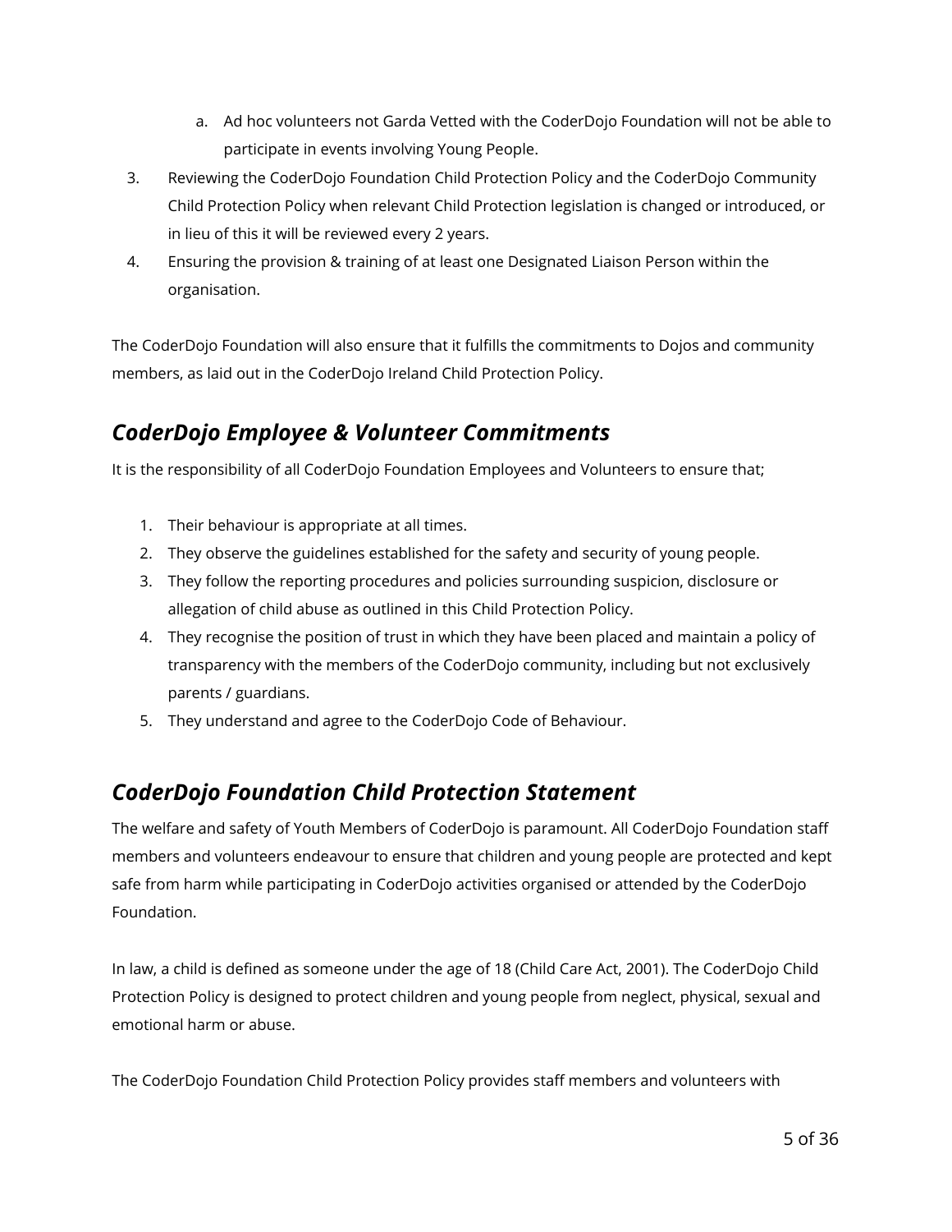a. Ad hoc volunteers not Garda Vetted with the CoderDojo Foundation will not be able to participate in events involving Young People.

3. Reviewing the CoderDojo Foundation Child Protection Policy and the CoderDojo Community Child Protection Policy when relevant Child Protection legislation is changed or introduced, or in lieu of this it will be reviewed every 2 years.
4. Ensuring the provision & training of at least one Designated Liaison Person within the organisation.

The CoderDojo Foundation will also ensure that it fulfills the commitments to Dojos and community members, as laid out in the CoderDojo Ireland Child Protection Policy.

## *CoderDojo Employee & Volunteer Commitments*

It is the responsibility of all CoderDojo Foundation Employees and Volunteers to ensure that;

1. Their behaviour is appropriate at all times.
2. They observe the guidelines established for the safety and security of young people.
3. They follow the reporting procedures and policies surrounding suspicion, disclosure or allegation of child abuse as outlined in this Child Protection Policy.
4. They recognise the position of trust in which they have been placed and maintain a policy of transparency with the members of the CoderDojo community, including but not exclusively parents / guardians.
5. They understand and agree to the CoderDojo Code of Behaviour.

## *CoderDojo Foundation Child Protection Statement*

The welfare and safety of Youth Members of CoderDojo is paramount. All CoderDojo Foundation staff members and volunteers endeavour to ensure that children and young people are protected and kept safe from harm while participating in CoderDojo activities organised or attended by the CoderDojo Foundation.

In law, a child is defined as someone under the age of 18 (Child Care Act, 2001). The CoderDojo Child Protection Policy is designed to protect children and young people from neglect, physical, sexual and emotional harm or abuse.

The CoderDojo Foundation Child Protection Policy provides staff members and volunteers with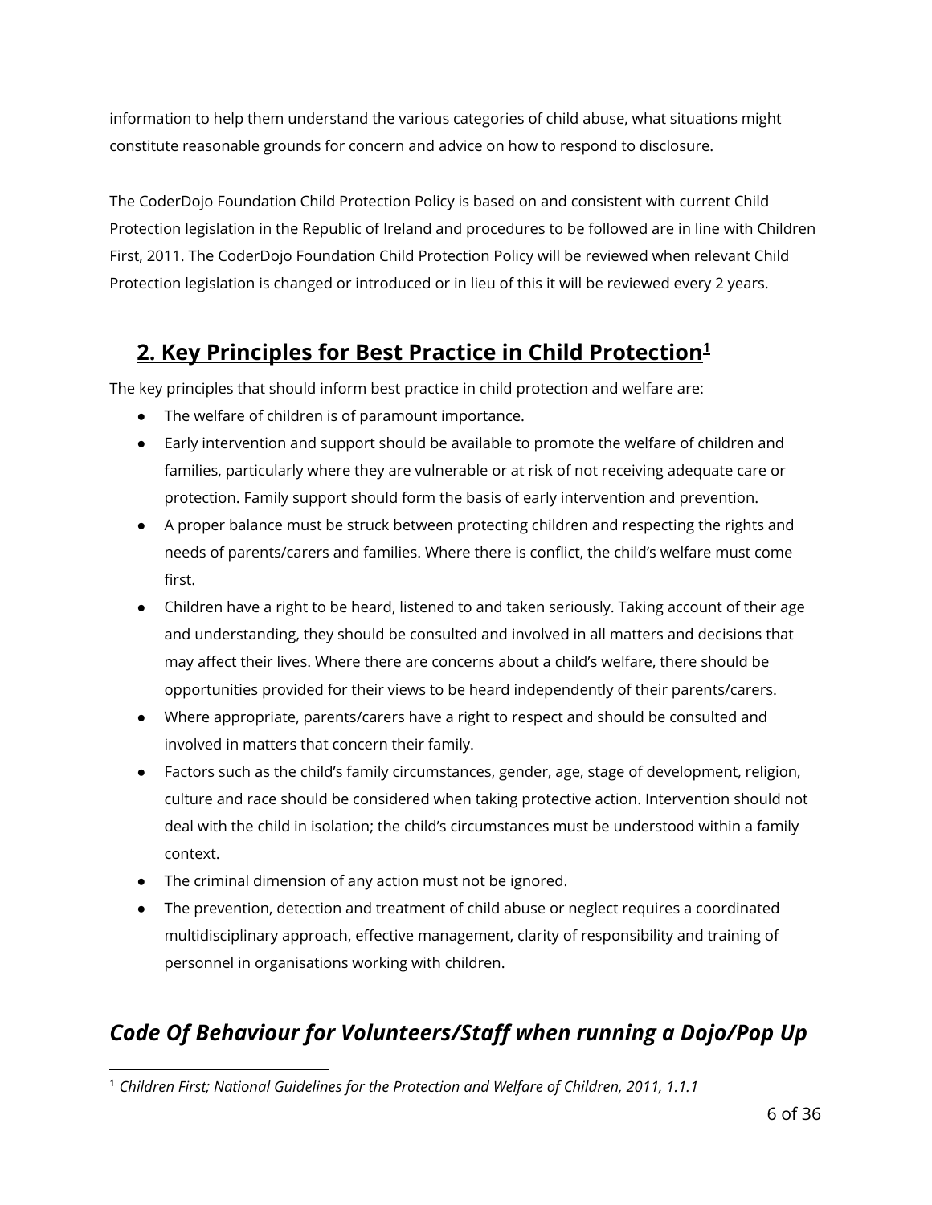information to help them understand the various categories of child abuse, what situations might constitute reasonable grounds for concern and advice on how to respond to disclosure.

The CoderDojo Foundation Child Protection Policy is based on and consistent with current Child Protection legislation in the Republic of Ireland and procedures to be followed are in line with Children First, 2011. The CoderDojo Foundation Child Protection Policy will be reviewed when relevant Child Protection legislation is changed or introduced or in lieu of this it will be reviewed every 2 years.

## 2. Key Principles for Best Practice in Child Protection[1]

The key principles that should inform best practice in child protection and welfare are:

- The welfare of children is of paramount importance.
- Early intervention and support should be available to promote the welfare of children and families, particularly where they are vulnerable or at risk of not receiving adequate care or protection. Family support should form the basis of early intervention and prevention.
- A proper balance must be struck between protecting children and respecting the rights and needs of parents/carers and families. Where there is conflict, the child's welfare must come first.
- Children have a right to be heard, listened to and taken seriously. Taking account of their age and understanding, they should be consulted and involved in all matters and decisions that may affect their lives. Where there are concerns about a child's welfare, there should be opportunities provided for their views to be heard independently of their parents/carers.
- Where appropriate, parents/carers have a right to respect and should be consulted and involved in matters that concern their family.
- Factors such as the child's family circumstances, gender, age, stage of development, religion, culture and race should be considered when taking protective action. Intervention should not deal with the child in isolation; the child's circumstances must be understood within a family context.
- The criminal dimension of any action must not be ignored.
- The prevention, detection and treatment of child abuse or neglect requires a coordinated multidisciplinary approach, effective management, clarity of responsibility and training of personnel in organisations working with children.

## *Code Of Behaviour for Volunteers/Staff when running a Dojo/Pop Up*

[1] *Children First; National Guidelines for the Protection and Welfare of Children, 2011, 1.1.1*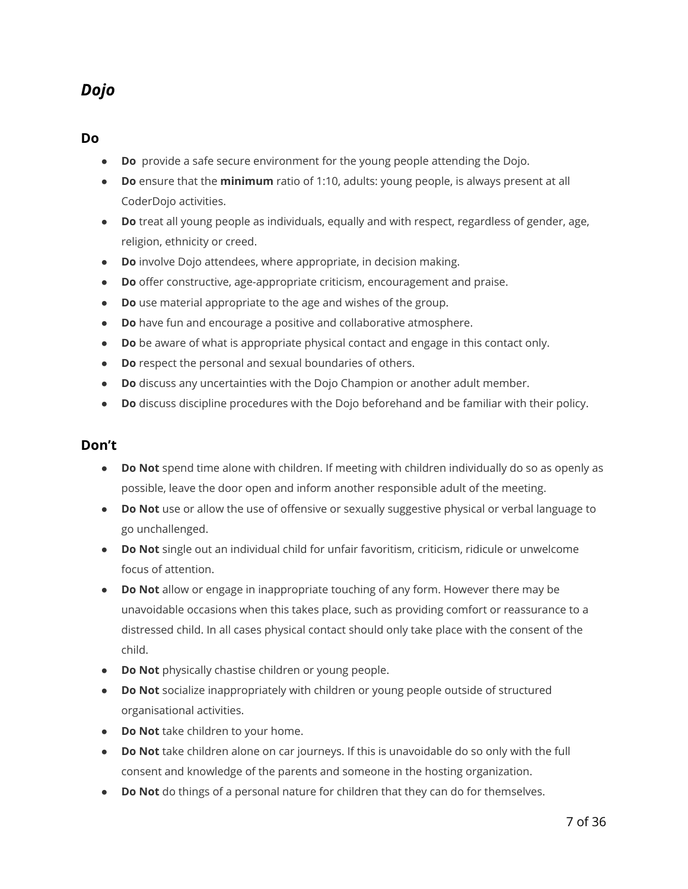## *Dojo*

### Do

- **Do** provide a safe secure environment for the young people attending the Dojo.
- **Do** ensure that the **minimum** ratio of 1:10, adults: young people, is always present at all CoderDojo activities.
- **Do** treat all young people as individuals, equally and with respect, regardless of gender, age, religion, ethnicity or creed.
- **Do** involve Dojo attendees, where appropriate, in decision making.
- **Do** offer constructive, age-appropriate criticism, encouragement and praise.
- **Do** use material appropriate to the age and wishes of the group.
- **Do** have fun and encourage a positive and collaborative atmosphere.
- **Do** be aware of what is appropriate physical contact and engage in this contact only.
- **Do** respect the personal and sexual boundaries of others.
- **Do** discuss any uncertainties with the Dojo Champion or another adult member.
- **Do** discuss discipline procedures with the Dojo beforehand and be familiar with their policy.

### Don't

- **Do Not** spend time alone with children. If meeting with children individually do so as openly as possible, leave the door open and inform another responsible adult of the meeting.
- **Do Not** use or allow the use of offensive or sexually suggestive physical or verbal language to go unchallenged.
- **Do Not** single out an individual child for unfair favoritism, criticism, ridicule or unwelcome focus of attention.
- **Do Not** allow or engage in inappropriate touching of any form. However there may be unavoidable occasions when this takes place, such as providing comfort or reassurance to a distressed child. In all cases physical contact should only take place with the consent of the child.
- **Do Not** physically chastise children or young people.
- **Do Not** socialize inappropriately with children or young people outside of structured organisational activities.
- **Do Not** take children to your home.
- **Do Not** take children alone on car journeys. If this is unavoidable do so only with the full consent and knowledge of the parents and someone in the hosting organization.
- **Do Not** do things of a personal nature for children that they can do for themselves.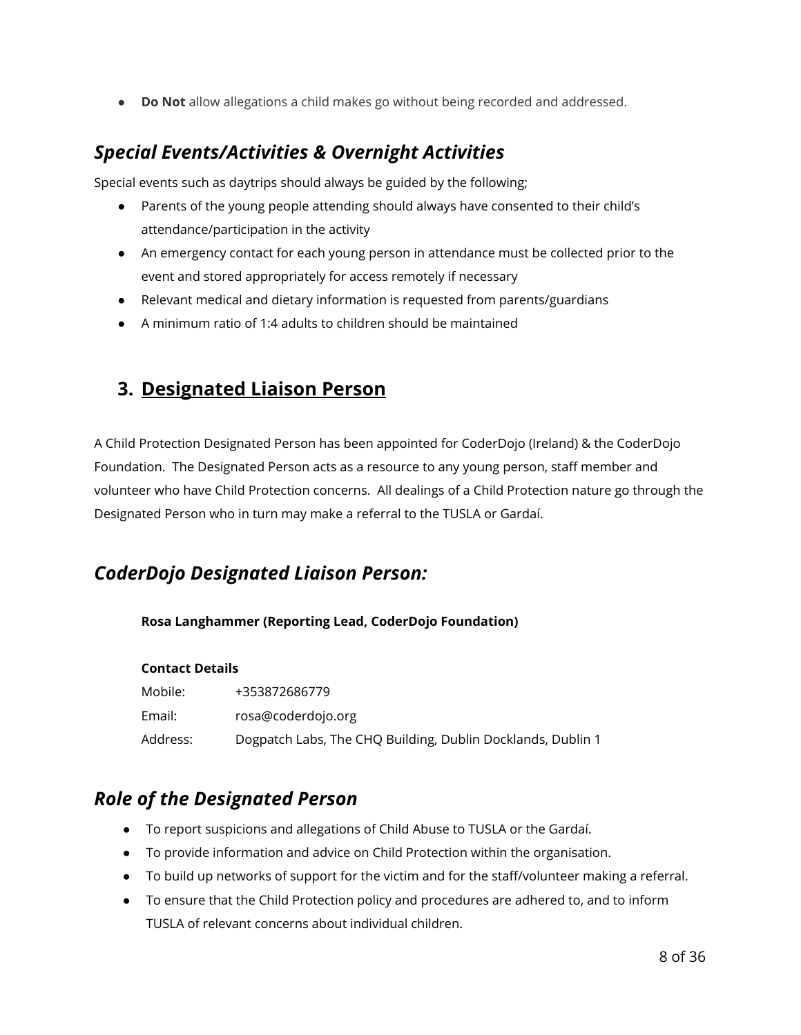- **Do Not** allow allegations a child makes go without being recorded and addressed.

## *Special Events/Activities & Overnight Activities*

Special events such as daytrips should always be guided by the following;

- Parents of the young people attending should always have consented to their child's attendance/participation in the activity
- An emergency contact for each young person in attendance must be collected prior to the event and stored appropriately for access remotely if necessary
- Relevant medical and dietary information is requested from parents/guardians
- A minimum ratio of 1:4 adults to children should be maintained

# 3. Designated Liaison Person

A Child Protection Designated Person has been appointed for CoderDojo (Ireland) & the CoderDojo Foundation. The Designated Person acts as a resource to any young person, staff member and volunteer who have Child Protection concerns. All dealings of a Child Protection nature go through the Designated Person who in turn may make a referral to the TUSLA or Gardaí.

## *CoderDojo Designated Liaison Person:*

**Rosa Langhammer (Reporting Lead, CoderDojo Foundation)**

**Contact Details**

Mobile: +353872686779

Email: rosa@coderdojo.org

Address: Dogpatch Labs, The CHQ Building, Dublin Docklands, Dublin 1

## *Role of the Designated Person*

- To report suspicions and allegations of Child Abuse to TUSLA or the Gardaí.
- To provide information and advice on Child Protection within the organisation.
- To build up networks of support for the victim and for the staff/volunteer making a referral.
- To ensure that the Child Protection policy and procedures are adhered to, and to inform TUSLA of relevant concerns about individual children.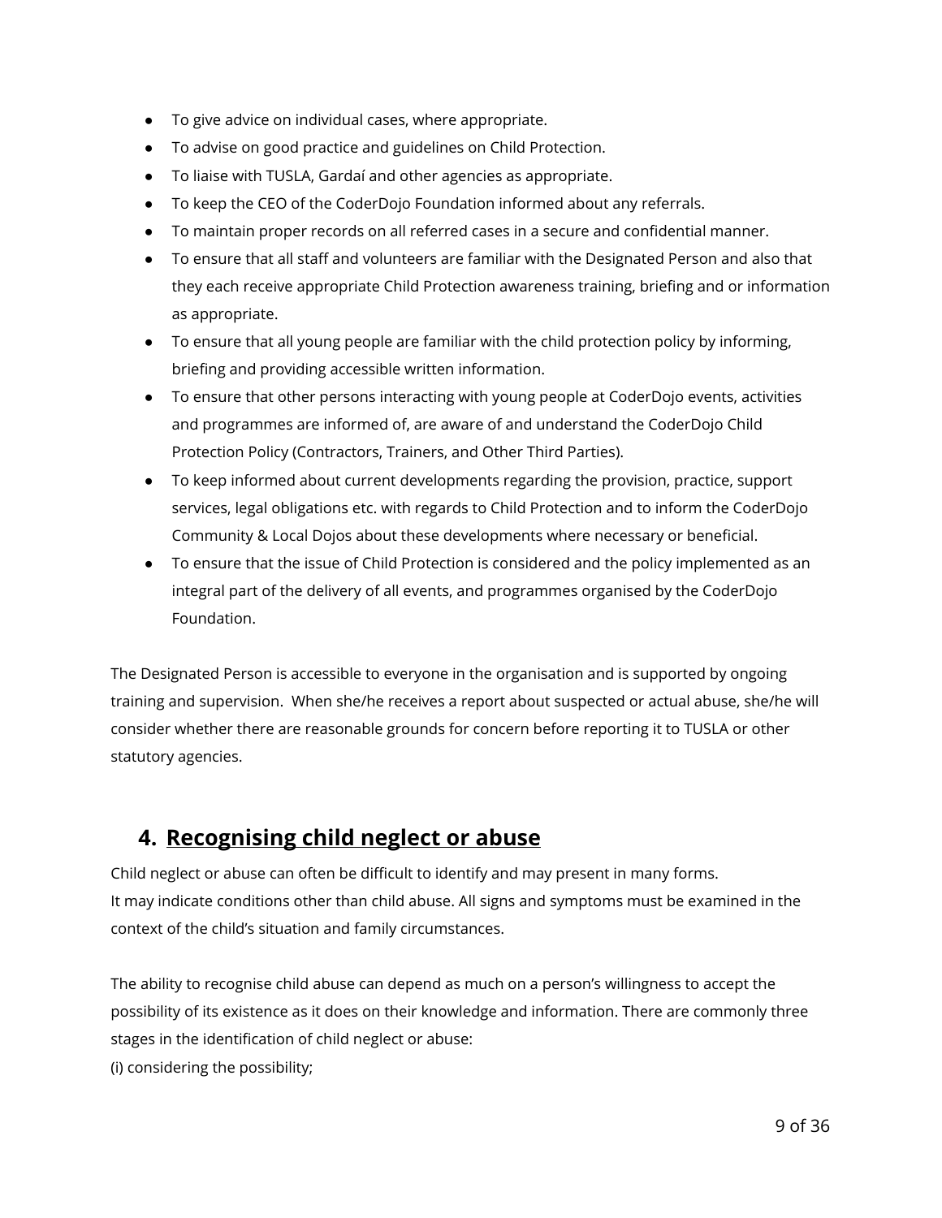- To give advice on individual cases, where appropriate.
- To advise on good practice and guidelines on Child Protection.
- To liaise with TUSLA, Gardaí and other agencies as appropriate.
- To keep the CEO of the CoderDojo Foundation informed about any referrals.
- To maintain proper records on all referred cases in a secure and confidential manner.
- To ensure that all staff and volunteers are familiar with the Designated Person and also that they each receive appropriate Child Protection awareness training, briefing and or information as appropriate.
- To ensure that all young people are familiar with the child protection policy by informing, briefing and providing accessible written information.
- To ensure that other persons interacting with young people at CoderDojo events, activities and programmes are informed of, are aware of and understand the CoderDojo Child Protection Policy (Contractors, Trainers, and Other Third Parties).
- To keep informed about current developments regarding the provision, practice, support services, legal obligations etc. with regards to Child Protection and to inform the CoderDojo Community & Local Dojos about these developments where necessary or beneficial.
- To ensure that the issue of Child Protection is considered and the policy implemented as an integral part of the delivery of all events, and programmes organised by the CoderDojo Foundation.

The Designated Person is accessible to everyone in the organisation and is supported by ongoing training and supervision. When she/he receives a report about suspected or actual abuse, she/he will consider whether there are reasonable grounds for concern before reporting it to TUSLA or other statutory agencies.

## 4. Recognising child neglect or abuse

Child neglect or abuse can often be difficult to identify and may present in many forms.
It may indicate conditions other than child abuse. All signs and symptoms must be examined in the context of the child's situation and family circumstances.

The ability to recognise child abuse can depend as much on a person's willingness to accept the possibility of its existence as it does on their knowledge and information. There are commonly three stages in the identification of child neglect or abuse:
(i) considering the possibility;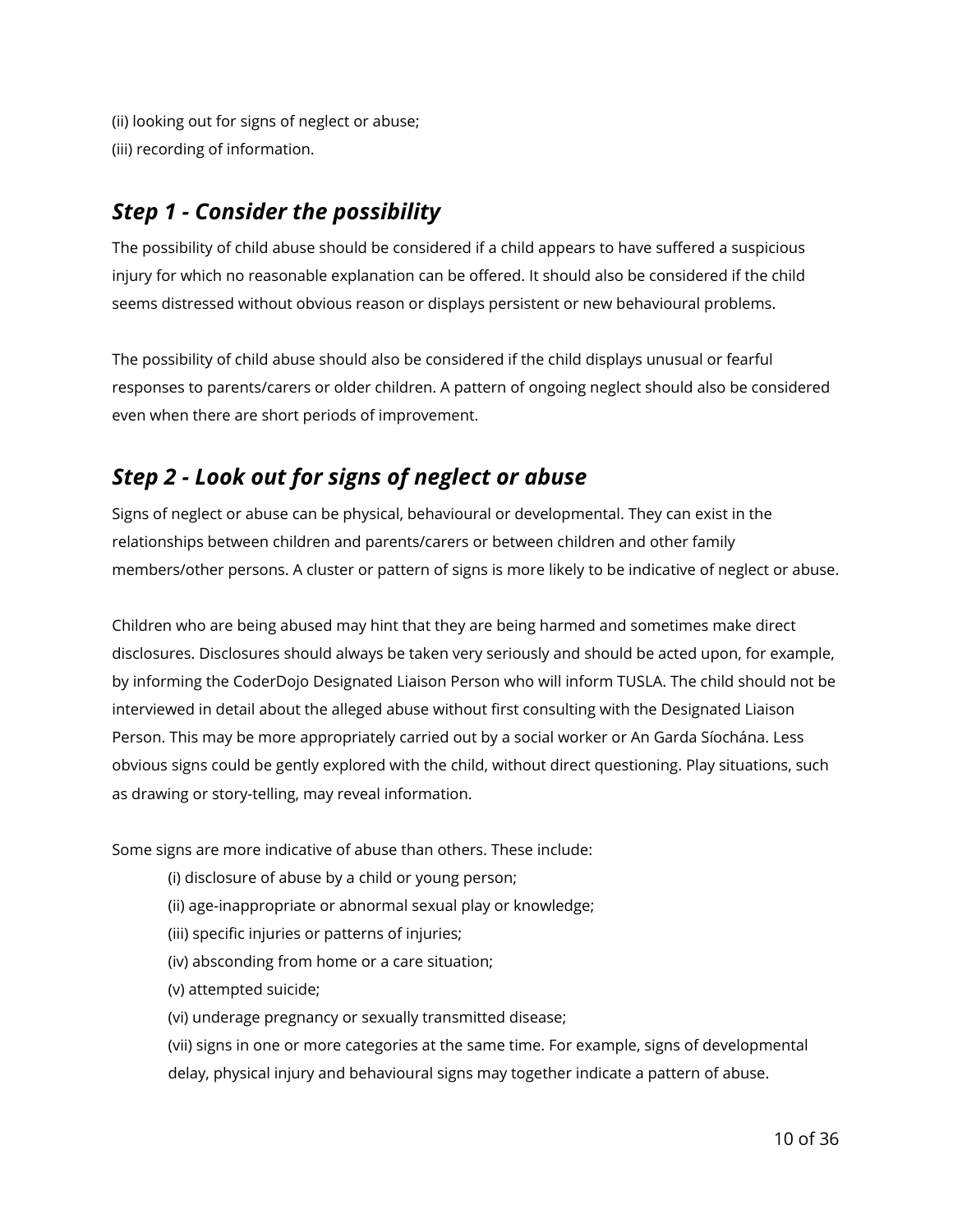(ii) looking out for signs of neglect or abuse;
(iii) recording of information.

## *Step 1 - Consider the possibility*

The possibility of child abuse should be considered if a child appears to have suffered a suspicious injury for which no reasonable explanation can be offered. It should also be considered if the child seems distressed without obvious reason or displays persistent or new behavioural problems.

The possibility of child abuse should also be considered if the child displays unusual or fearful responses to parents/carers or older children. A pattern of ongoing neglect should also be considered even when there are short periods of improvement.

## *Step 2 - Look out for signs of neglect or abuse*

Signs of neglect or abuse can be physical, behavioural or developmental. They can exist in the relationships between children and parents/carers or between children and other family members/other persons. A cluster or pattern of signs is more likely to be indicative of neglect or abuse.

Children who are being abused may hint that they are being harmed and sometimes make direct disclosures. Disclosures should always be taken very seriously and should be acted upon, for example, by informing the CoderDojo Designated Liaison Person who will inform TUSLA. The child should not be interviewed in detail about the alleged abuse without first consulting with the Designated Liaison Person. This may be more appropriately carried out by a social worker or An Garda Síochána. Less obvious signs could be gently explored with the child, without direct questioning. Play situations, such as drawing or story-telling, may reveal information.

Some signs are more indicative of abuse than others. These include:

(i) disclosure of abuse by a child or young person;
(ii) age-inappropriate or abnormal sexual play or knowledge;
(iii) specific injuries or patterns of injuries;
(iv) absconding from home or a care situation;
(v) attempted suicide;
(vi) underage pregnancy or sexually transmitted disease;
(vii) signs in one or more categories at the same time. For example, signs of developmental delay, physical injury and behavioural signs may together indicate a pattern of abuse.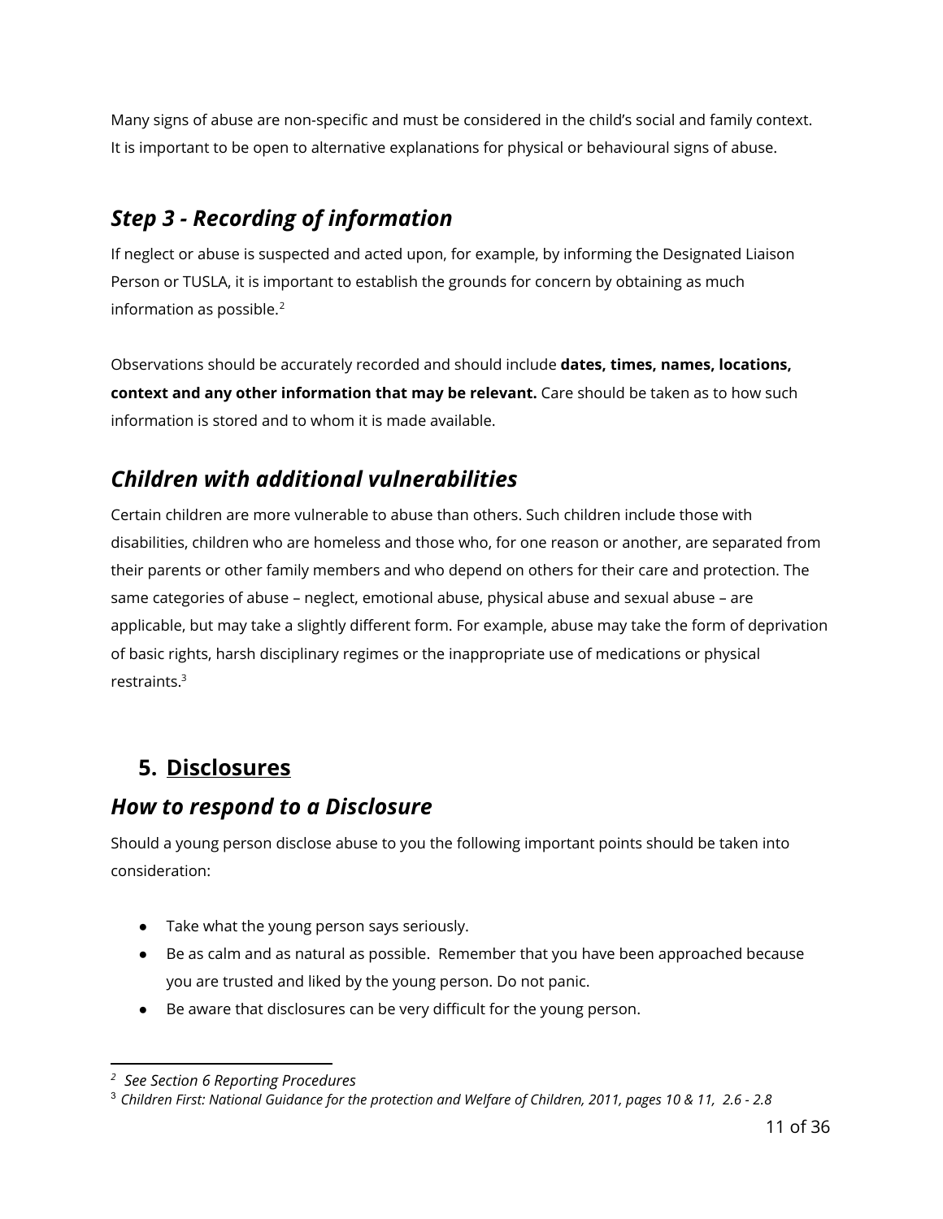Many signs of abuse are non-specific and must be considered in the child's social and family context. It is important to be open to alternative explanations for physical or behavioural signs of abuse.

### *Step 3 - Recording of information*

If neglect or abuse is suspected and acted upon, for example, by informing the Designated Liaison Person or TUSLA, it is important to establish the grounds for concern by obtaining as much information as possible.[2]

Observations should be accurately recorded and should include **dates, times, names, locations, context and any other information that may be relevant.** Care should be taken as to how such information is stored and to whom it is made available.

### *Children with additional vulnerabilities*

Certain children are more vulnerable to abuse than others. Such children include those with disabilities, children who are homeless and those who, for one reason or another, are separated from their parents or other family members and who depend on others for their care and protection. The same categories of abuse – neglect, emotional abuse, physical abuse and sexual abuse – are applicable, but may take a slightly different form. For example, abuse may take the form of deprivation of basic rights, harsh disciplinary regimes or the inappropriate use of medications or physical restraints.[3]

## 5. <u>Disclosures</u>

### *How to respond to a Disclosure*

Should a young person disclose abuse to you the following important points should be taken into consideration:

- Take what the young person says seriously.
- Be as calm and as natural as possible. Remember that you have been approached because you are trusted and liked by the young person. Do not panic.
- Be aware that disclosures can be very difficult for the young person.

---

[2] *See Section 6 Reporting Procedures*

[3] *Children First: National Guidance for the protection and Welfare of Children, 2011, pages 10 & 11, 2.6 - 2.8*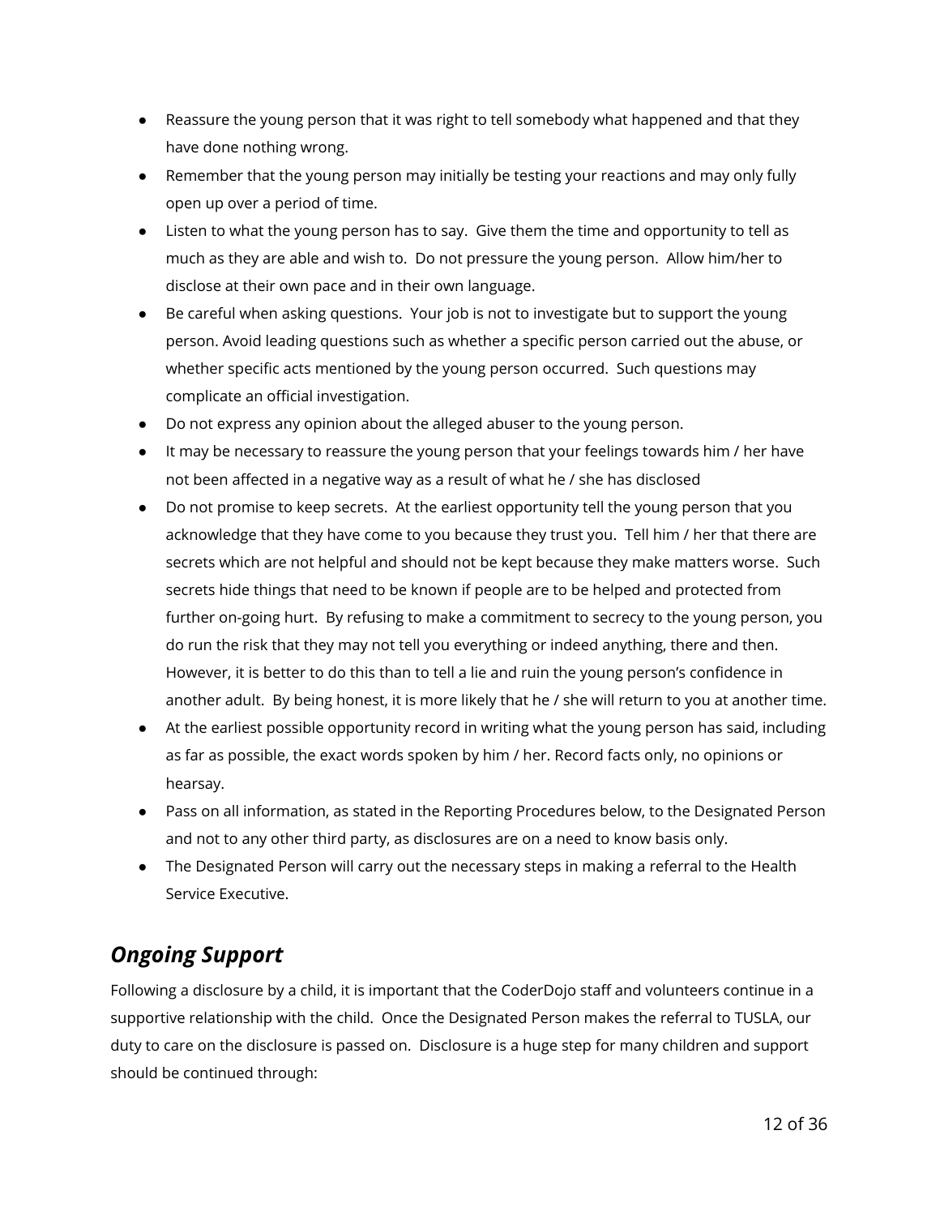- Reassure the young person that it was right to tell somebody what happened and that they have done nothing wrong.
- Remember that the young person may initially be testing your reactions and may only fully open up over a period of time.
- Listen to what the young person has to say. Give them the time and opportunity to tell as much as they are able and wish to. Do not pressure the young person. Allow him/her to disclose at their own pace and in their own language.
- Be careful when asking questions. Your job is not to investigate but to support the young person. Avoid leading questions such as whether a specific person carried out the abuse, or whether specific acts mentioned by the young person occurred. Such questions may complicate an official investigation.
- Do not express any opinion about the alleged abuser to the young person.
- It may be necessary to reassure the young person that your feelings towards him / her have not been affected in a negative way as a result of what he / she has disclosed
- Do not promise to keep secrets. At the earliest opportunity tell the young person that you acknowledge that they have come to you because they trust you. Tell him / her that there are secrets which are not helpful and should not be kept because they make matters worse. Such secrets hide things that need to be known if people are to be helped and protected from further on-going hurt. By refusing to make a commitment to secrecy to the young person, you do run the risk that they may not tell you everything or indeed anything, there and then. However, it is better to do this than to tell a lie and ruin the young person's confidence in another adult. By being honest, it is more likely that he / she will return to you at another time.
- At the earliest possible opportunity record in writing what the young person has said, including as far as possible, the exact words spoken by him / her. Record facts only, no opinions or hearsay.
- Pass on all information, as stated in the Reporting Procedures below, to the Designated Person and not to any other third party, as disclosures are on a need to know basis only.
- The Designated Person will carry out the necessary steps in making a referral to the Health Service Executive.

## *Ongoing Support*

Following a disclosure by a child, it is important that the CoderDojo staff and volunteers continue in a supportive relationship with the child. Once the Designated Person makes the referral to TUSLA, our duty to care on the disclosure is passed on. Disclosure is a huge step for many children and support should be continued through: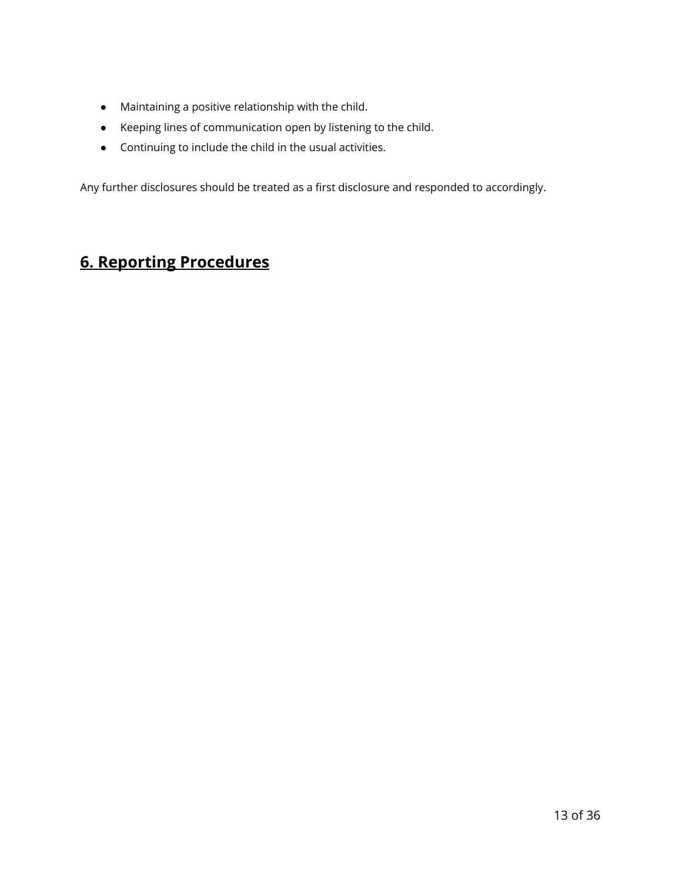- Maintaining a positive relationship with the child.
- Keeping lines of communication open by listening to the child.
- Continuing to include the child in the usual activities.

Any further disclosures should be treated as a first disclosure and responded to accordingly.

## 6. Reporting Procedures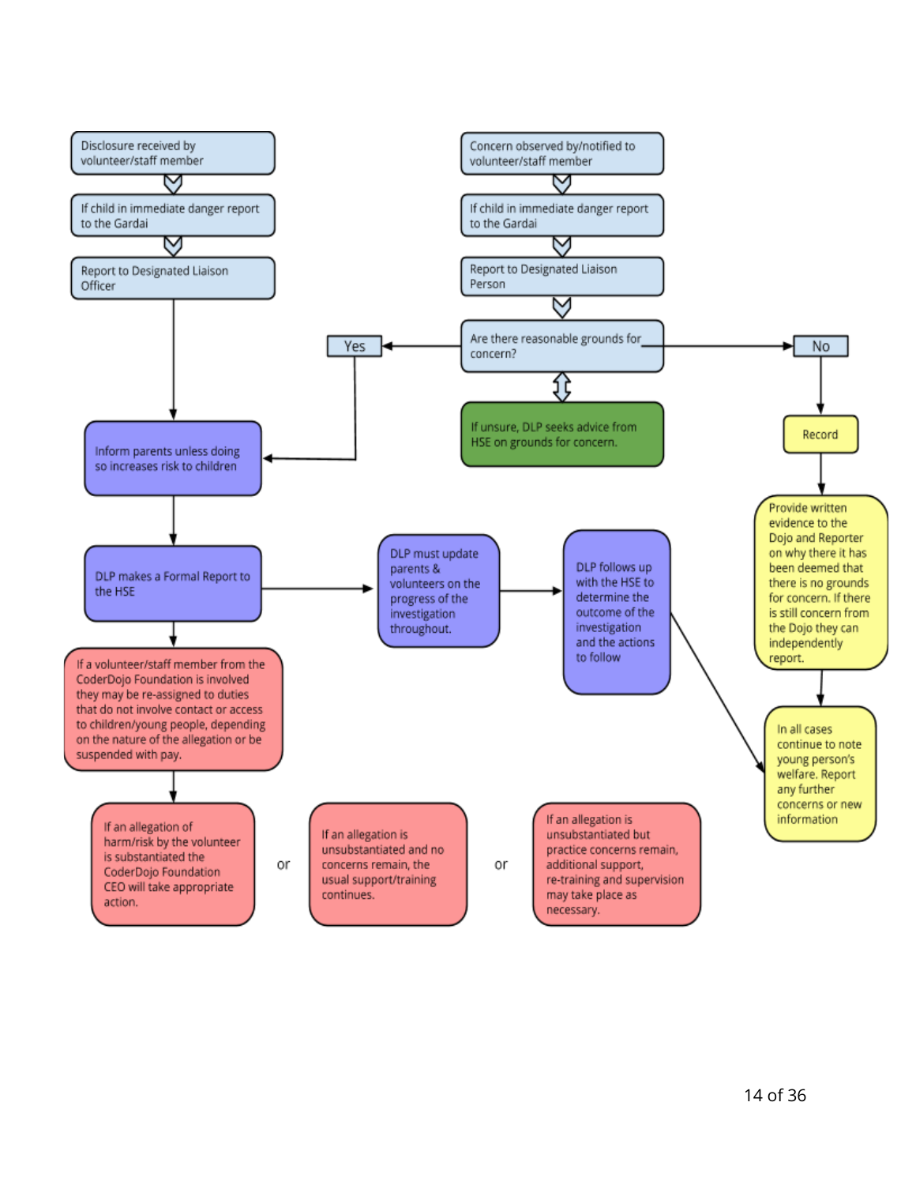Disclosure received by volunteer/staff member

If child in immediate danger report to the Gardai

Report to Designated Liaison Officer

Inform parents unless doing so increases risk to children

DLP makes a Formal Report to the HSE

If a volunteer/staff member from the CoderDojo Foundation is involved they may be re-assigned to duties that do not involve contact or access to children/young people, depending on the nature of the allegation or be suspended with pay.

Concern observed by/notified to volunteer/staff member

If child in immediate danger report to the Gardai

Report to Designated Liaison Person

Are there reasonable grounds for concern?

Yes

No

If unsure, DLP seeks advice from HSE on grounds for concern.

Record

Provide written evidence to the Dojo and Reporter on why there it has been deemed that there is no grounds for concern. If there is still concern from the Dojo they can independently report.

DLP must update parents & volunteers on the progress of the investigation throughout.

DLP follows up with the HSE to determine the outcome of the investigation and the actions to follow

In all cases continue to note young person's welfare. Report any further concerns or new information

If an allegation of harm/risk by the volunteer is substantiated the CoderDojo Foundation CEO will take appropriate action.

or

If an allegation is unsubstantiated and no concerns remain, the usual support/training continues.

or

If an allegation is unsubstantiated but practice concerns remain, additional support, re-training and supervision may take place as necessary.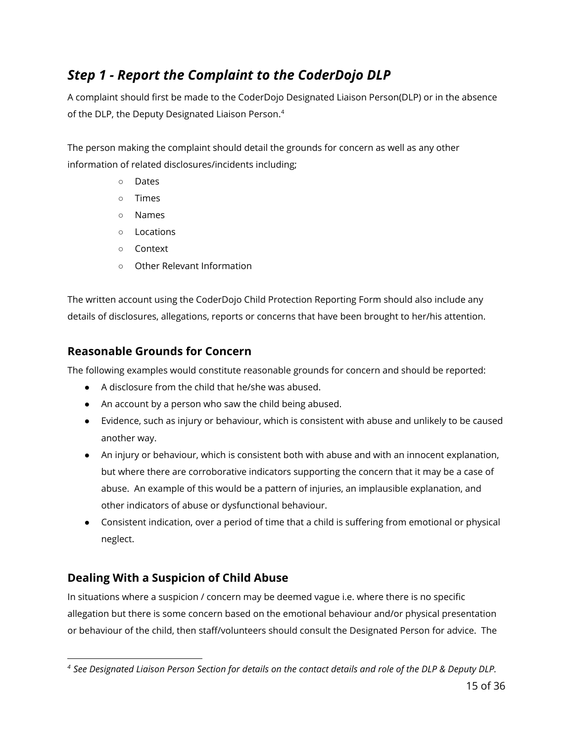## *Step 1 - Report the Complaint to the CoderDojo DLP*

A complaint should first be made to the CoderDojo Designated Liaison Person(DLP) or in the absence of the DLP, the Deputy Designated Liaison Person.[4]

The person making the complaint should detail the grounds for concern as well as any other information of related disclosures/incidents including;

- Dates
- Times
- Names
- Locations
- Context
- Other Relevant Information

The written account using the CoderDojo Child Protection Reporting Form should also include any details of disclosures, allegations, reports or concerns that have been brought to her/his attention.

### Reasonable Grounds for Concern

The following examples would constitute reasonable grounds for concern and should be reported:

- A disclosure from the child that he/she was abused.
- An account by a person who saw the child being abused.
- Evidence, such as injury or behaviour, which is consistent with abuse and unlikely to be caused another way.
- An injury or behaviour, which is consistent both with abuse and with an innocent explanation, but where there are corroborative indicators supporting the concern that it may be a case of abuse. An example of this would be a pattern of injuries, an implausible explanation, and other indicators of abuse or dysfunctional behaviour.
- Consistent indication, over a period of time that a child is suffering from emotional or physical neglect.

### Dealing With a Suspicion of Child Abuse

In situations where a suspicion / concern may be deemed vague i.e. where there is no specific allegation but there is some concern based on the emotional behaviour and/or physical presentation or behaviour of the child, then staff/volunteers should consult the Designated Person for advice. The

---

[4] *See Designated Liaison Person Section for details on the contact details and role of the DLP & Deputy DLP.*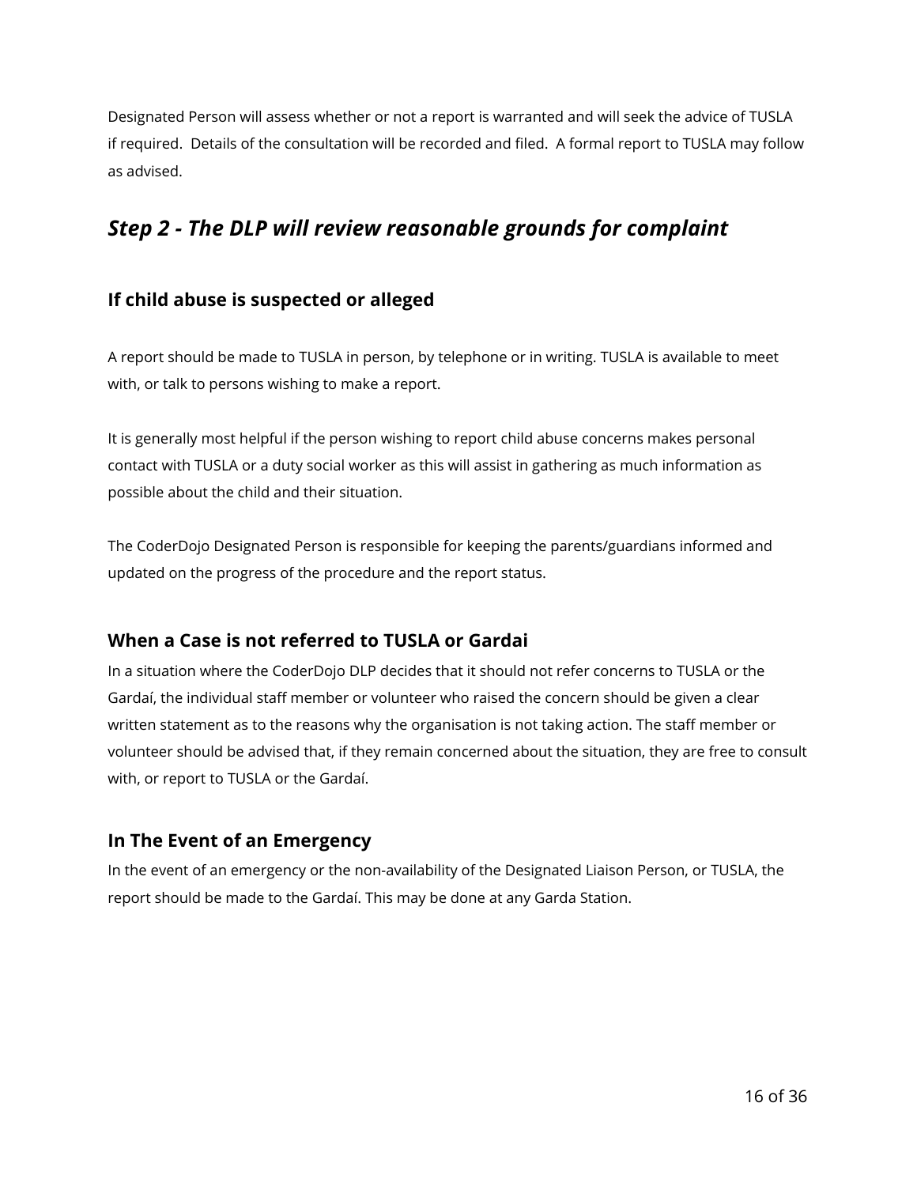Designated Person will assess whether or not a report is warranted and will seek the advice of TUSLA if required.  Details of the consultation will be recorded and filed.  A formal report to TUSLA may follow as advised.

## *Step 2 - The DLP will review reasonable grounds for complaint*

### If child abuse is suspected or alleged

A report should be made to TUSLA in person, by telephone or in writing. TUSLA is available to meet with, or talk to persons wishing to make a report.

It is generally most helpful if the person wishing to report child abuse concerns makes personal contact with TUSLA or a duty social worker as this will assist in gathering as much information as possible about the child and their situation.

The CoderDojo Designated Person is responsible for keeping the parents/guardians informed and updated on the progress of the procedure and the report status.

### When a Case is not referred to TUSLA or Gardai

In a situation where the CoderDojo DLP decides that it should not refer concerns to TUSLA or the Gardaí, the individual staff member or volunteer who raised the concern should be given a clear written statement as to the reasons why the organisation is not taking action. The staff member or volunteer should be advised that, if they remain concerned about the situation, they are free to consult with, or report to TUSLA or the Gardaí.

### In The Event of an Emergency

In the event of an emergency or the non-availability of the Designated Liaison Person, or TUSLA, the report should be made to the Gardaí. This may be done at any Garda Station.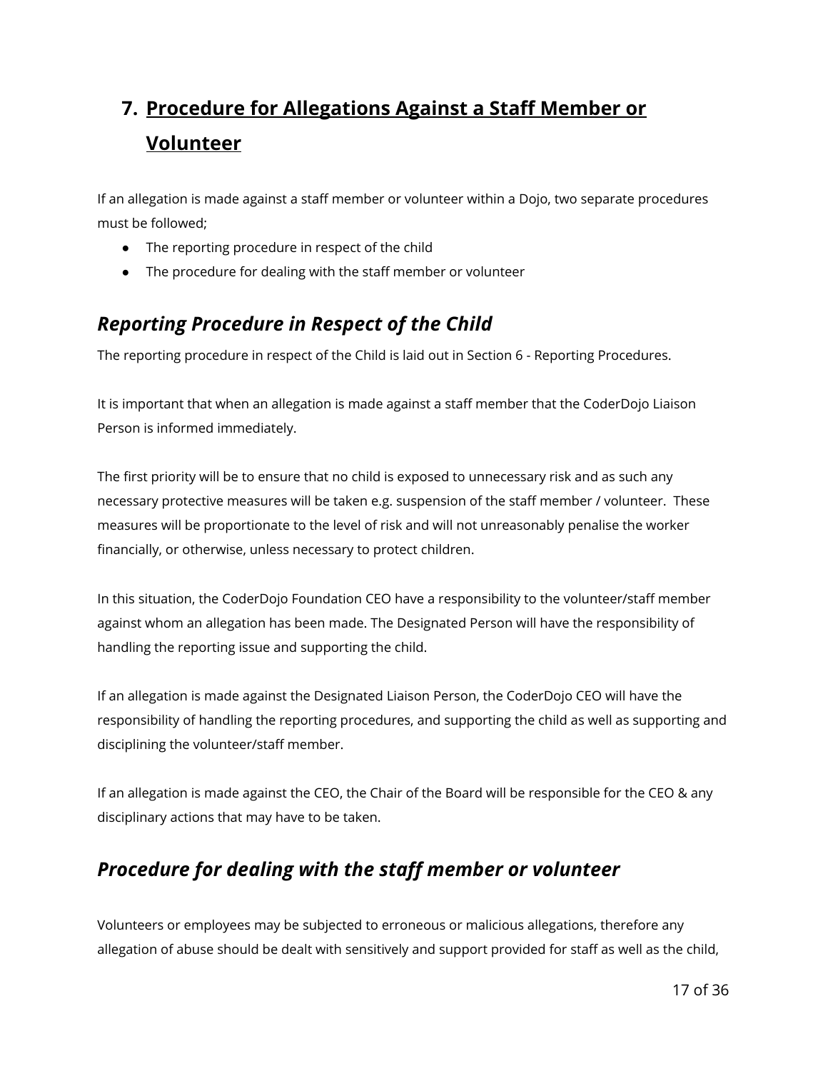## 7. Procedure for Allegations Against a Staff Member or Volunteer

If an allegation is made against a staff member or volunteer within a Dojo, two separate procedures must be followed;

- The reporting procedure in respect of the child
- The procedure for dealing with the staff member or volunteer

### *Reporting Procedure in Respect of the Child*

The reporting procedure in respect of the Child is laid out in Section 6 - Reporting Procedures.

It is important that when an allegation is made against a staff member that the CoderDojo Liaison Person is informed immediately.

The first priority will be to ensure that no child is exposed to unnecessary risk and as such any necessary protective measures will be taken e.g. suspension of the staff member / volunteer. These measures will be proportionate to the level of risk and will not unreasonably penalise the worker financially, or otherwise, unless necessary to protect children.

In this situation, the CoderDojo Foundation CEO have a responsibility to the volunteer/staff member against whom an allegation has been made. The Designated Person will have the responsibility of handling the reporting issue and supporting the child.

If an allegation is made against the Designated Liaison Person, the CoderDojo CEO will have the responsibility of handling the reporting procedures, and supporting the child as well as supporting and disciplining the volunteer/staff member.

If an allegation is made against the CEO, the Chair of the Board will be responsible for the CEO & any disciplinary actions that may have to be taken.

### *Procedure for dealing with the staff member or volunteer*

Volunteers or employees may be subjected to erroneous or malicious allegations, therefore any allegation of abuse should be dealt with sensitively and support provided for staff as well as the child,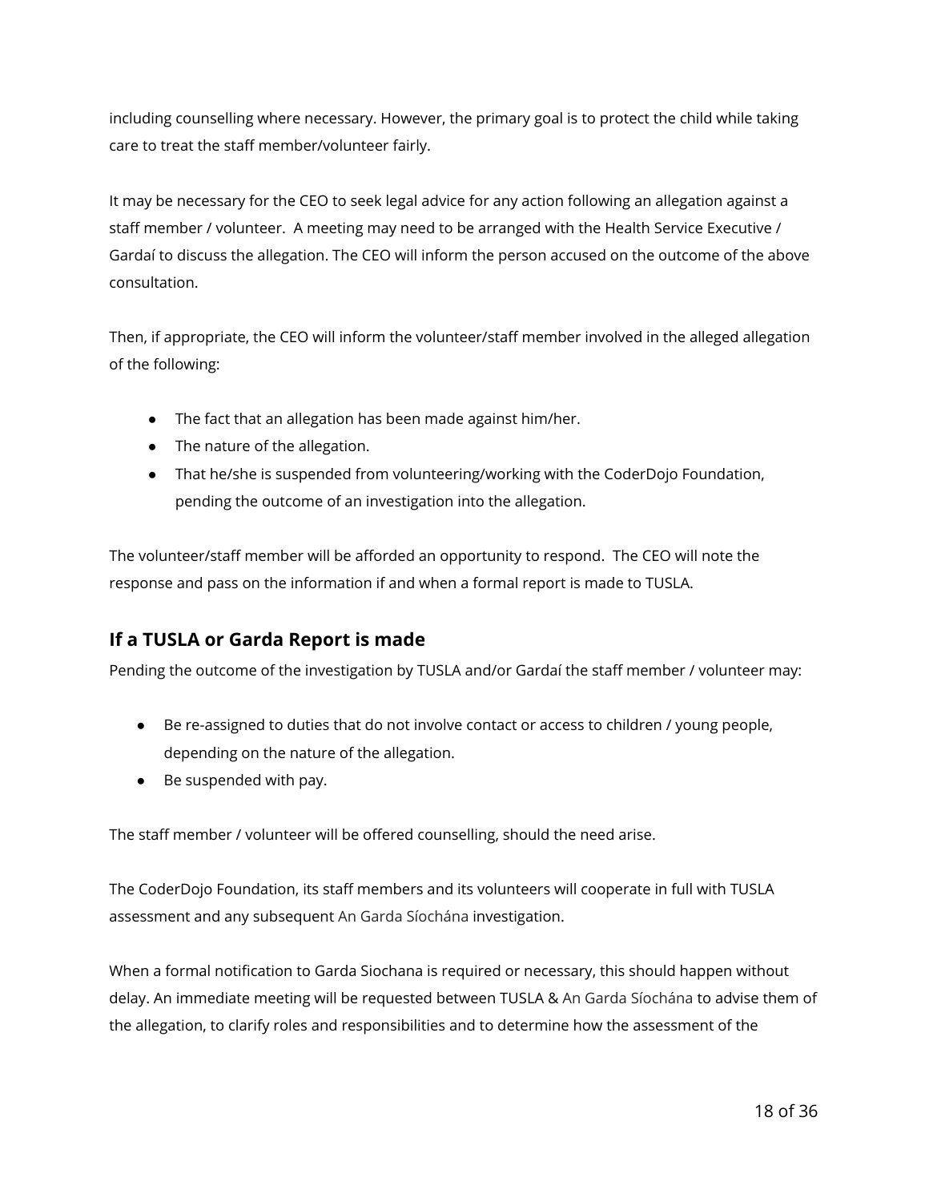including counselling where necessary. However, the primary goal is to protect the child while taking care to treat the staff member/volunteer fairly.

It may be necessary for the CEO to seek legal advice for any action following an allegation against a staff member / volunteer. A meeting may need to be arranged with the Health Service Executive / Gardaí to discuss the allegation. The CEO will inform the person accused on the outcome of the above consultation.

Then, if appropriate, the CEO will inform the volunteer/staff member involved in the alleged allegation of the following:

- The fact that an allegation has been made against him/her.
- The nature of the allegation.
- That he/she is suspended from volunteering/working with the CoderDojo Foundation, pending the outcome of an investigation into the allegation.

The volunteer/staff member will be afforded an opportunity to respond. The CEO will note the response and pass on the information if and when a formal report is made to TUSLA.

## If a TUSLA or Garda Report is made

Pending the outcome of the investigation by TUSLA and/or Gardaí the staff member / volunteer may:

- Be re-assigned to duties that do not involve contact or access to children / young people, depending on the nature of the allegation.
- Be suspended with pay.

The staff member / volunteer will be offered counselling, should the need arise.

The CoderDojo Foundation, its staff members and its volunteers will cooperate in full with TUSLA assessment and any subsequent An Garda Síochána investigation.

When a formal notification to Garda Siochana is required or necessary, this should happen without delay. An immediate meeting will be requested between TUSLA & An Garda Síochána to advise them of the allegation, to clarify roles and responsibilities and to determine how the assessment of the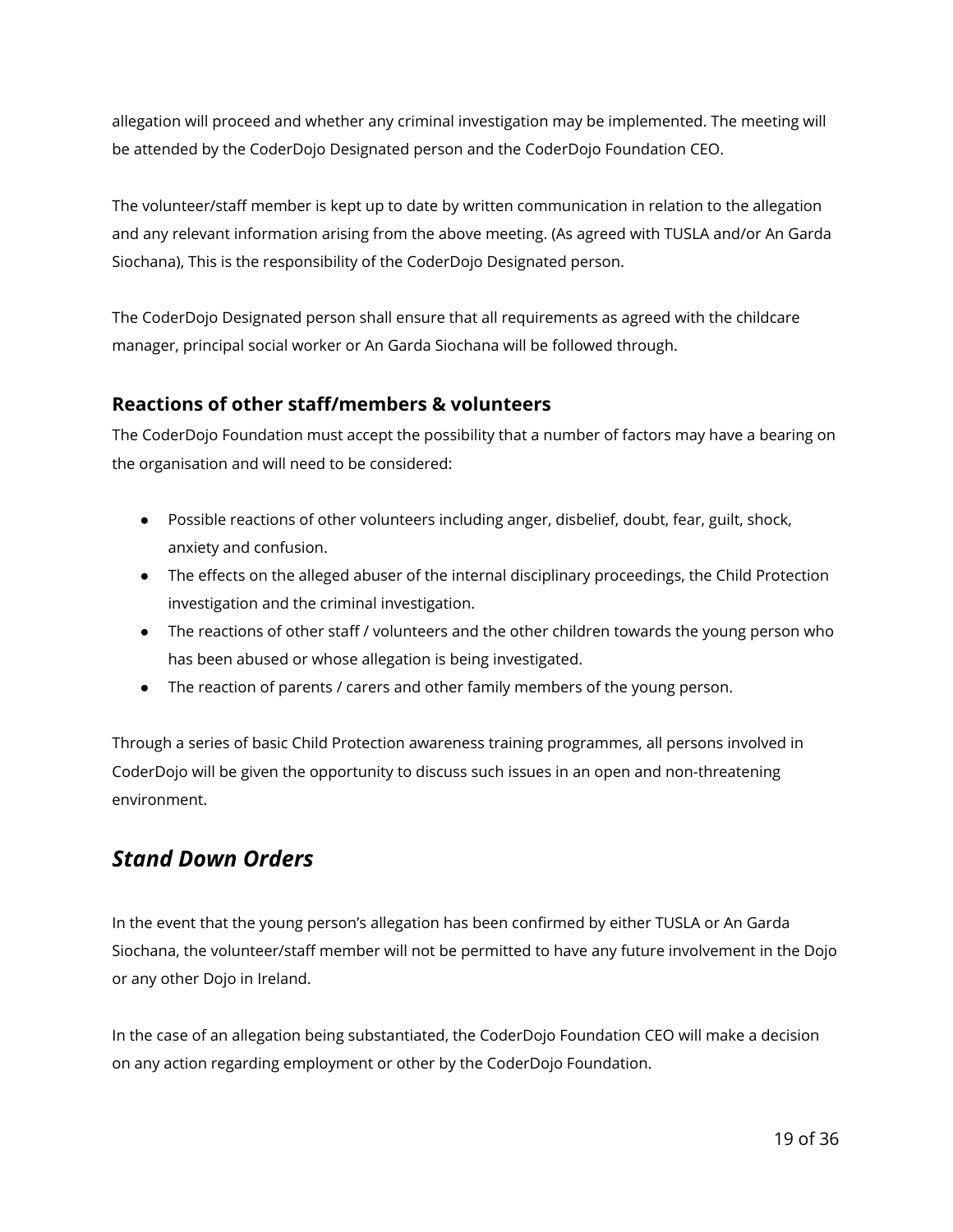allegation will proceed and whether any criminal investigation may be implemented. The meeting will be attended by the CoderDojo Designated person and the CoderDojo Foundation CEO.

The volunteer/staff member is kept up to date by written communication in relation to the allegation and any relevant information arising from the above meeting. (As agreed with TUSLA and/or An Garda Siochana), This is the responsibility of the CoderDojo Designated person.

The CoderDojo Designated person shall ensure that all requirements as agreed with the childcare manager, principal social worker or An Garda Siochana will be followed through.

### Reactions of other staff/members & volunteers

The CoderDojo Foundation must accept the possibility that a number of factors may have a bearing on the organisation and will need to be considered:

- Possible reactions of other volunteers including anger, disbelief, doubt, fear, guilt, shock, anxiety and confusion.
- The effects on the alleged abuser of the internal disciplinary proceedings, the Child Protection investigation and the criminal investigation.
- The reactions of other staff / volunteers and the other children towards the young person who has been abused or whose allegation is being investigated.
- The reaction of parents / carers and other family members of the young person.

Through a series of basic Child Protection awareness training programmes, all persons involved in CoderDojo will be given the opportunity to discuss such issues in an open and non-threatening environment.

## *Stand Down Orders*

In the event that the young person's allegation has been confirmed by either TUSLA or An Garda Siochana, the volunteer/staff member will not be permitted to have any future involvement in the Dojo or any other Dojo in Ireland.

In the case of an allegation being substantiated, the CoderDojo Foundation CEO will make a decision on any action regarding employment or other by the CoderDojo Foundation.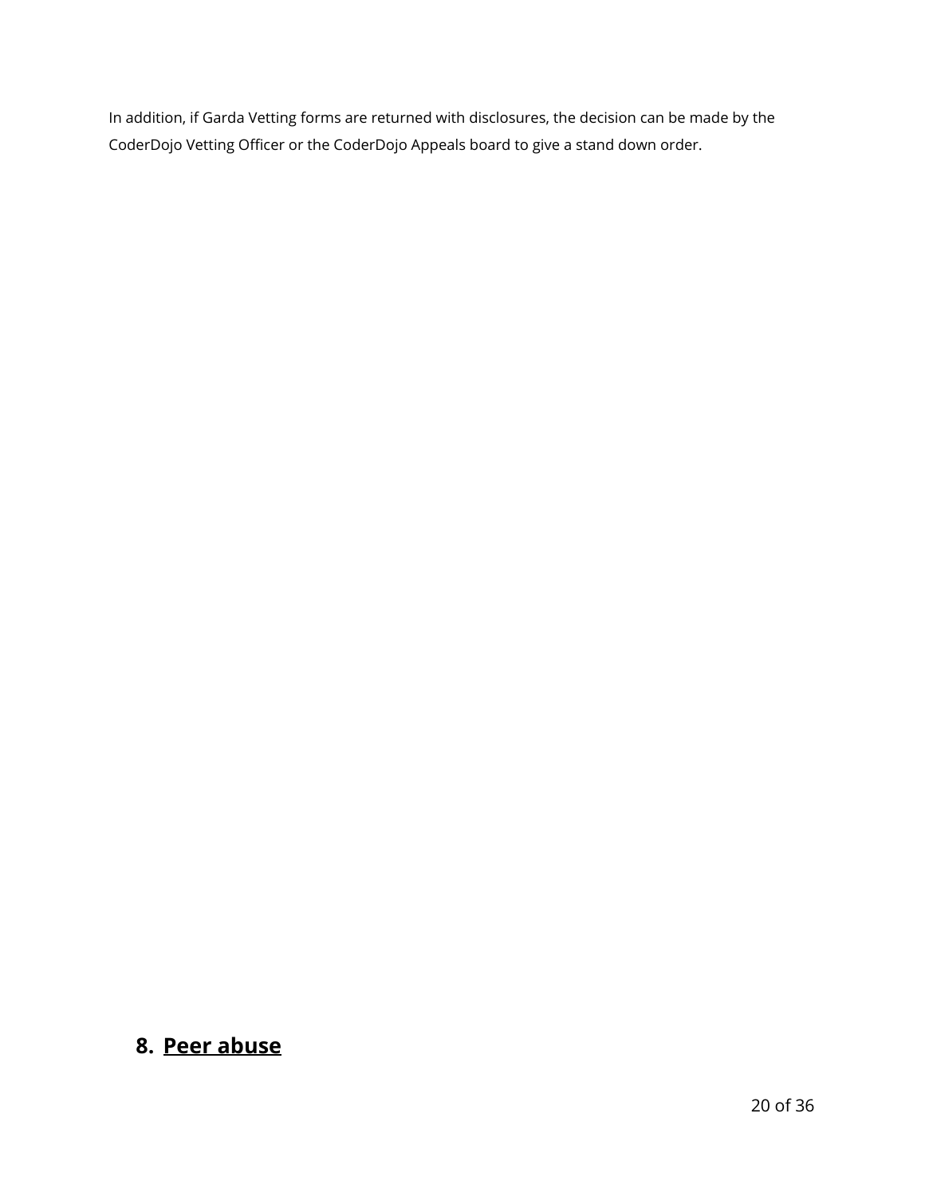In addition, if Garda Vetting forms are returned with disclosures, the decision can be made by the CoderDojo Vetting Officer or the CoderDojo Appeals board to give a stand down order.

## 8. Peer abuse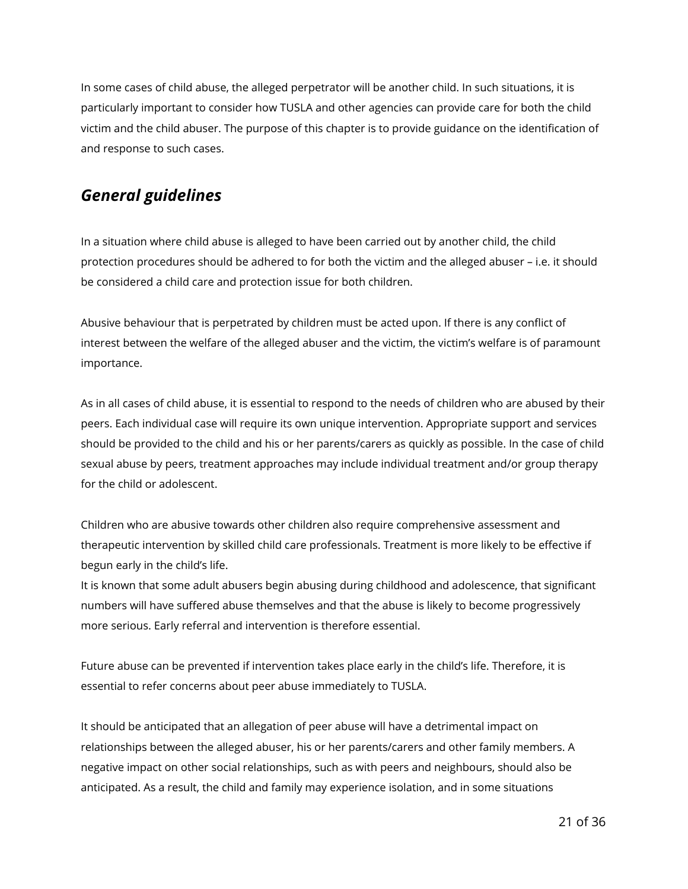In some cases of child abuse, the alleged perpetrator will be another child. In such situations, it is particularly important to consider how TUSLA and other agencies can provide care for both the child victim and the child abuser. The purpose of this chapter is to provide guidance on the identification of and response to such cases.

## *General guidelines*

In a situation where child abuse is alleged to have been carried out by another child, the child protection procedures should be adhered to for both the victim and the alleged abuser – i.e. it should be considered a child care and protection issue for both children.

Abusive behaviour that is perpetrated by children must be acted upon. If there is any conflict of interest between the welfare of the alleged abuser and the victim, the victim's welfare is of paramount importance.

As in all cases of child abuse, it is essential to respond to the needs of children who are abused by their peers. Each individual case will require its own unique intervention. Appropriate support and services should be provided to the child and his or her parents/carers as quickly as possible. In the case of child sexual abuse by peers, treatment approaches may include individual treatment and/or group therapy for the child or adolescent.

Children who are abusive towards other children also require comprehensive assessment and therapeutic intervention by skilled child care professionals. Treatment is more likely to be effective if begun early in the child's life.
It is known that some adult abusers begin abusing during childhood and adolescence, that significant numbers will have suffered abuse themselves and that the abuse is likely to become progressively more serious. Early referral and intervention is therefore essential.

Future abuse can be prevented if intervention takes place early in the child's life. Therefore, it is essential to refer concerns about peer abuse immediately to TUSLA.

It should be anticipated that an allegation of peer abuse will have a detrimental impact on relationships between the alleged abuser, his or her parents/carers and other family members. A negative impact on other social relationships, such as with peers and neighbours, should also be anticipated. As a result, the child and family may experience isolation, and in some situations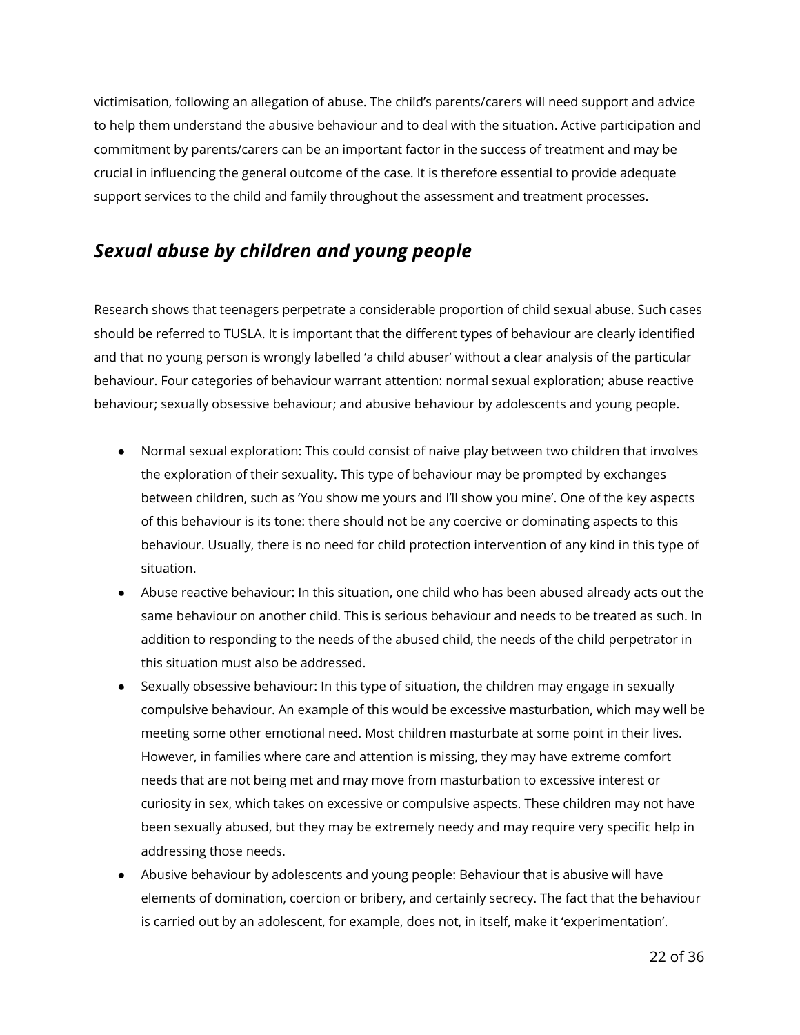victimisation, following an allegation of abuse. The child's parents/carers will need support and advice to help them understand the abusive behaviour and to deal with the situation. Active participation and commitment by parents/carers can be an important factor in the success of treatment and may be crucial in influencing the general outcome of the case. It is therefore essential to provide adequate support services to the child and family throughout the assessment and treatment processes.

## *Sexual abuse by children and young people*

Research shows that teenagers perpetrate a considerable proportion of child sexual abuse. Such cases should be referred to TUSLA. It is important that the different types of behaviour are clearly identified and that no young person is wrongly labelled 'a child abuser' without a clear analysis of the particular behaviour. Four categories of behaviour warrant attention: normal sexual exploration; abuse reactive behaviour; sexually obsessive behaviour; and abusive behaviour by adolescents and young people.

- Normal sexual exploration: This could consist of naive play between two children that involves the exploration of their sexuality. This type of behaviour may be prompted by exchanges between children, such as 'You show me yours and I'll show you mine'. One of the key aspects of this behaviour is its tone: there should not be any coercive or dominating aspects to this behaviour. Usually, there is no need for child protection intervention of any kind in this type of situation.
- Abuse reactive behaviour: In this situation, one child who has been abused already acts out the same behaviour on another child. This is serious behaviour and needs to be treated as such. In addition to responding to the needs of the abused child, the needs of the child perpetrator in this situation must also be addressed.
- Sexually obsessive behaviour: In this type of situation, the children may engage in sexually compulsive behaviour. An example of this would be excessive masturbation, which may well be meeting some other emotional need. Most children masturbate at some point in their lives. However, in families where care and attention is missing, they may have extreme comfort needs that are not being met and may move from masturbation to excessive interest or curiosity in sex, which takes on excessive or compulsive aspects. These children may not have been sexually abused, but they may be extremely needy and may require very specific help in addressing those needs.
- Abusive behaviour by adolescents and young people: Behaviour that is abusive will have elements of domination, coercion or bribery, and certainly secrecy. The fact that the behaviour is carried out by an adolescent, for example, does not, in itself, make it 'experimentation'.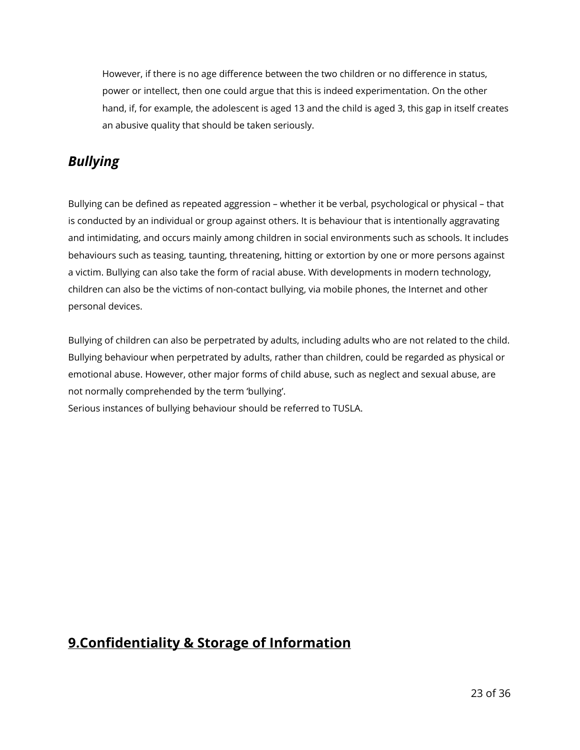However, if there is no age difference between the two children or no difference in status, power or intellect, then one could argue that this is indeed experimentation. On the other hand, if, for example, the adolescent is aged 13 and the child is aged 3, this gap in itself creates an abusive quality that should be taken seriously.

### ***Bullying***

Bullying can be defined as repeated aggression – whether it be verbal, psychological or physical – that is conducted by an individual or group against others. It is behaviour that is intentionally aggravating and intimidating, and occurs mainly among children in social environments such as schools. It includes behaviours such as teasing, taunting, threatening, hitting or extortion by one or more persons against a victim. Bullying can also take the form of racial abuse. With developments in modern technology, children can also be the victims of non-contact bullying, via mobile phones, the Internet and other personal devices.

Bullying of children can also be perpetrated by adults, including adults who are not related to the child. Bullying behaviour when perpetrated by adults, rather than children, could be regarded as physical or emotional abuse. However, other major forms of child abuse, such as neglect and sexual abuse, are not normally comprehended by the term 'bullying'.
Serious instances of bullying behaviour should be referred to TUSLA.

## **9.Confidentiality & Storage of Information**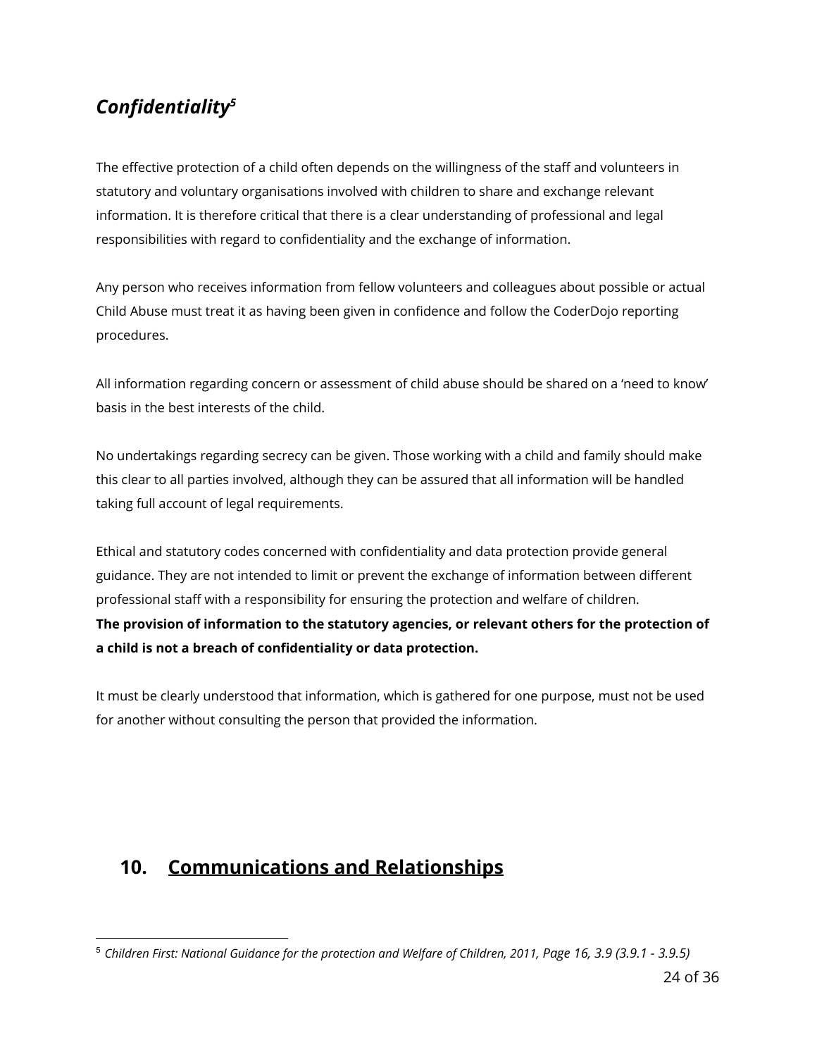### *Confidentiality*[5]

The effective protection of a child often depends on the willingness of the staff and volunteers in statutory and voluntary organisations involved with children to share and exchange relevant information. It is therefore critical that there is a clear understanding of professional and legal responsibilities with regard to confidentiality and the exchange of information.

Any person who receives information from fellow volunteers and colleagues about possible or actual Child Abuse must treat it as having been given in confidence and follow the CoderDojo reporting procedures.

All information regarding concern or assessment of child abuse should be shared on a 'need to know' basis in the best interests of the child.

No undertakings regarding secrecy can be given. Those working with a child and family should make this clear to all parties involved, although they can be assured that all information will be handled taking full account of legal requirements.

Ethical and statutory codes concerned with confidentiality and data protection provide general guidance. They are not intended to limit or prevent the exchange of information between different professional staff with a responsibility for ensuring the protection and welfare of children.
**The provision of information to the statutory agencies, or relevant others for the protection of a child is not a breach of confidentiality or data protection.**

It must be clearly understood that information, which is gathered for one purpose, must not be used for another without consulting the person that provided the information.

## 10. <u>Communications and Relationships</u>

[5] *Children First: National Guidance for the protection and Welfare of Children, 2011, Page 16, 3.9 (3.9.1 - 3.9.5)*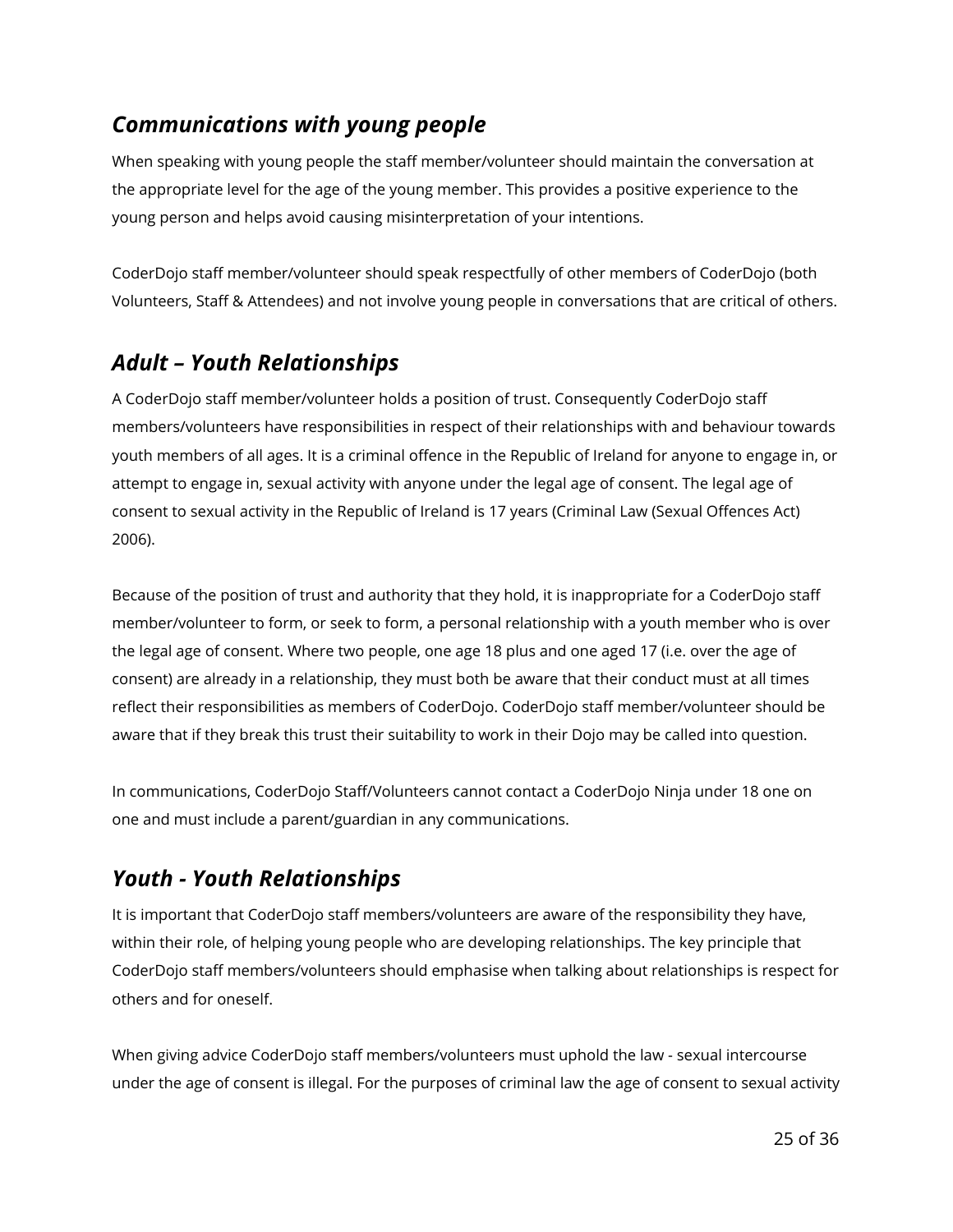## *Communications with young people*

When speaking with young people the staff member/volunteer should maintain the conversation at the appropriate level for the age of the young member. This provides a positive experience to the young person and helps avoid causing misinterpretation of your intentions.

CoderDojo staff member/volunteer should speak respectfully of other members of CoderDojo (both Volunteers, Staff & Attendees) and not involve young people in conversations that are critical of others.

## *Adult – Youth Relationships*

A CoderDojo staff member/volunteer holds a position of trust. Consequently CoderDojo staff members/volunteers have responsibilities in respect of their relationships with and behaviour towards youth members of all ages. It is a criminal offence in the Republic of Ireland for anyone to engage in, or attempt to engage in, sexual activity with anyone under the legal age of consent. The legal age of consent to sexual activity in the Republic of Ireland is 17 years (Criminal Law (Sexual Offences Act) 2006).

Because of the position of trust and authority that they hold, it is inappropriate for a CoderDojo staff member/volunteer to form, or seek to form, a personal relationship with a youth member who is over the legal age of consent. Where two people, one age 18 plus and one aged 17 (i.e. over the age of consent) are already in a relationship, they must both be aware that their conduct must at all times reflect their responsibilities as members of CoderDojo. CoderDojo staff member/volunteer should be aware that if they break this trust their suitability to work in their Dojo may be called into question.

In communications, CoderDojo Staff/Volunteers cannot contact a CoderDojo Ninja under 18 one on one and must include a parent/guardian in any communications.

## *Youth - Youth Relationships*

It is important that CoderDojo staff members/volunteers are aware of the responsibility they have, within their role, of helping young people who are developing relationships. The key principle that CoderDojo staff members/volunteers should emphasise when talking about relationships is respect for others and for oneself.

When giving advice CoderDojo staff members/volunteers must uphold the law - sexual intercourse under the age of consent is illegal. For the purposes of criminal law the age of consent to sexual activity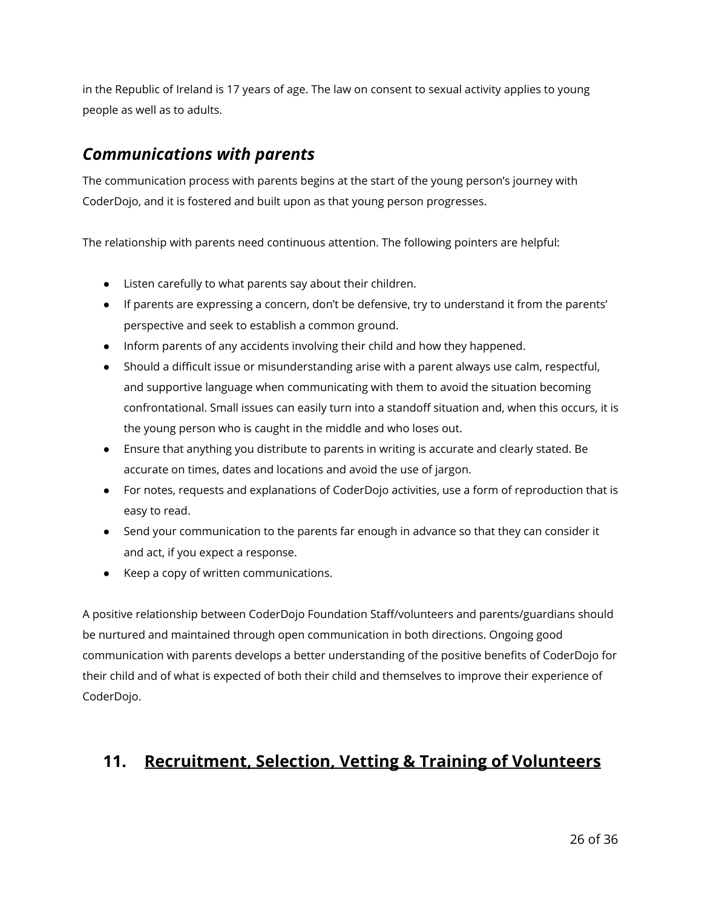in the Republic of Ireland is 17 years of age. The law on consent to sexual activity applies to young people as well as to adults.

### *Communications with parents*

The communication process with parents begins at the start of the young person's journey with CoderDojo, and it is fostered and built upon as that young person progresses.

The relationship with parents need continuous attention. The following pointers are helpful:

- Listen carefully to what parents say about their children.
- If parents are expressing a concern, don't be defensive, try to understand it from the parents' perspective and seek to establish a common ground.
- Inform parents of any accidents involving their child and how they happened.
- Should a difficult issue or misunderstanding arise with a parent always use calm, respectful, and supportive language when communicating with them to avoid the situation becoming confrontational. Small issues can easily turn into a standoff situation and, when this occurs, it is the young person who is caught in the middle and who loses out.
- Ensure that anything you distribute to parents in writing is accurate and clearly stated. Be accurate on times, dates and locations and avoid the use of jargon.
- For notes, requests and explanations of CoderDojo activities, use a form of reproduction that is easy to read.
- Send your communication to the parents far enough in advance so that they can consider it and act, if you expect a response.
- Keep a copy of written communications.

A positive relationship between CoderDojo Foundation Staff/volunteers and parents/guardians should be nurtured and maintained through open communication in both directions. Ongoing good communication with parents develops a better understanding of the positive benefits of CoderDojo for their child and of what is expected of both their child and themselves to improve their experience of CoderDojo.

## 11. <u>Recruitment, Selection, Vetting & Training of Volunteers</u>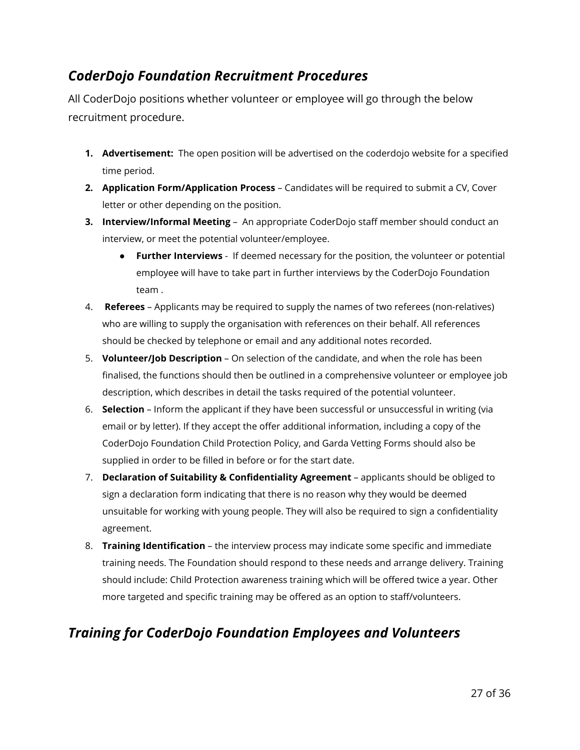## *CoderDojo Foundation Recruitment Procedures*

All CoderDojo positions whether volunteer or employee will go through the below recruitment procedure.

1. **Advertisement:** The open position will be advertised on the coderdojo website for a specified time period.
2. **Application Form/Application Process** – Candidates will be required to submit a CV, Cover letter or other depending on the position.
3. **Interview/Informal Meeting** – An appropriate CoderDojo staff member should conduct an interview, or meet the potential volunteer/employee.
   - **Further Interviews** - If deemed necessary for the position, the volunteer or potential employee will have to take part in further interviews by the CoderDojo Foundation team .
4. **Referees** – Applicants may be required to supply the names of two referees (non-relatives) who are willing to supply the organisation with references on their behalf. All references should be checked by telephone or email and any additional notes recorded.
5. **Volunteer/Job Description** – On selection of the candidate, and when the role has been finalised, the functions should then be outlined in a comprehensive volunteer or employee job description, which describes in detail the tasks required of the potential volunteer.
6. **Selection** – Inform the applicant if they have been successful or unsuccessful in writing (via email or by letter). If they accept the offer additional information, including a copy of the CoderDojo Foundation Child Protection Policy, and Garda Vetting Forms should also be supplied in order to be filled in before or for the start date.
7. **Declaration of Suitability & Confidentiality Agreement** – applicants should be obliged to sign a declaration form indicating that there is no reason why they would be deemed unsuitable for working with young people. They will also be required to sign a confidentiality agreement.
8. **Training Identification** – the interview process may indicate some specific and immediate training needs. The Foundation should respond to these needs and arrange delivery. Training should include: Child Protection awareness training which will be offered twice a year. Other more targeted and specific training may be offered as an option to staff/volunteers.

## *Training for CoderDojo Foundation Employees and Volunteers*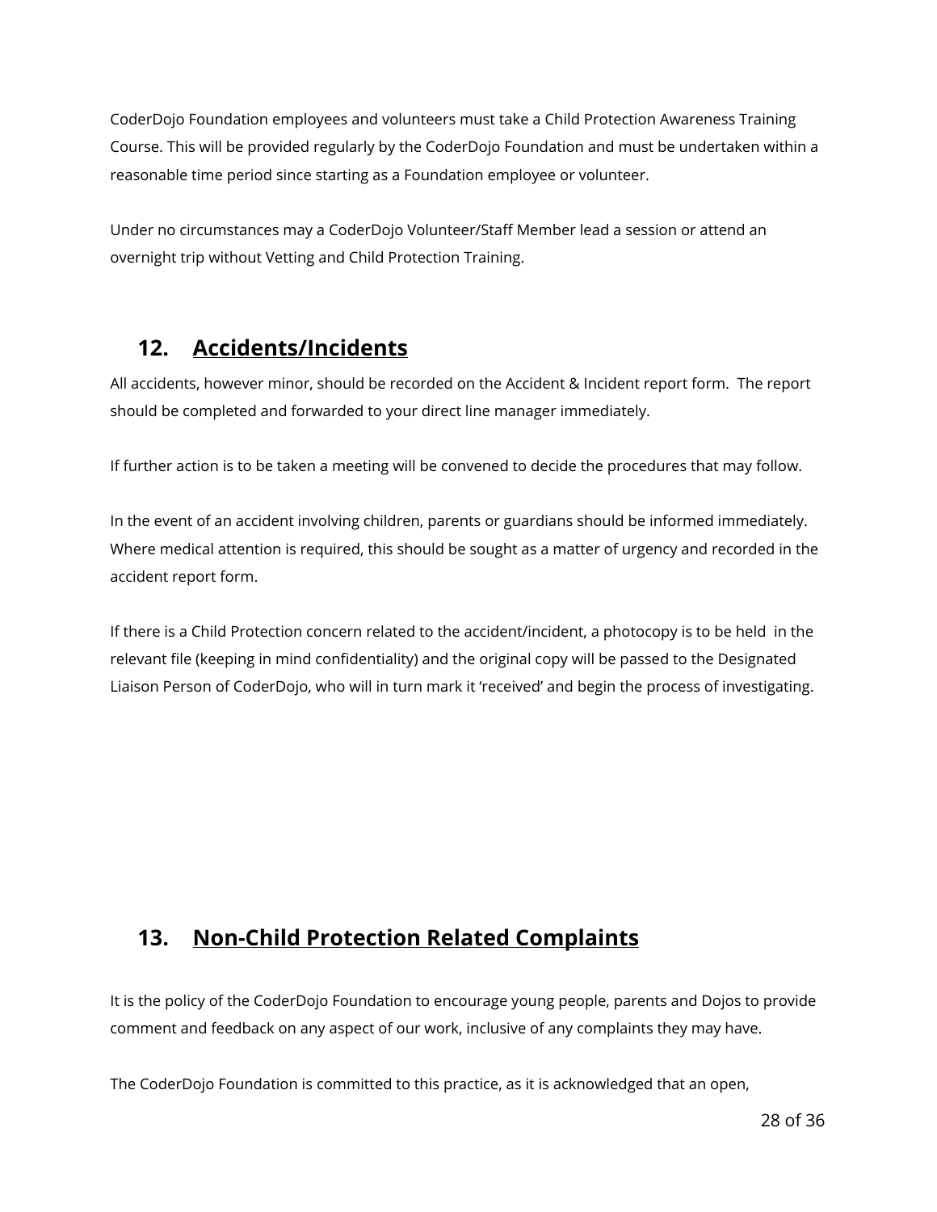CoderDojo Foundation employees and volunteers must take a Child Protection Awareness Training Course. This will be provided regularly by the CoderDojo Foundation and must be undertaken within a reasonable time period since starting as a Foundation employee or volunteer.

Under no circumstances may a CoderDojo Volunteer/Staff Member lead a session or attend an overnight trip without Vetting and Child Protection Training.

## 12. Accidents/Incidents

All accidents, however minor, should be recorded on the Accident & Incident report form. The report should be completed and forwarded to your direct line manager immediately.

If further action is to be taken a meeting will be convened to decide the procedures that may follow.

In the event of an accident involving children, parents or guardians should be informed immediately. Where medical attention is required, this should be sought as a matter of urgency and recorded in the accident report form.

If there is a Child Protection concern related to the accident/incident, a photocopy is to be held in the relevant file (keeping in mind confidentiality) and the original copy will be passed to the Designated Liaison Person of CoderDojo, who will in turn mark it 'received' and begin the process of investigating.

## 13. Non-Child Protection Related Complaints

It is the policy of the CoderDojo Foundation to encourage young people, parents and Dojos to provide comment and feedback on any aspect of our work, inclusive of any complaints they may have.

The CoderDojo Foundation is committed to this practice, as it is acknowledged that an open,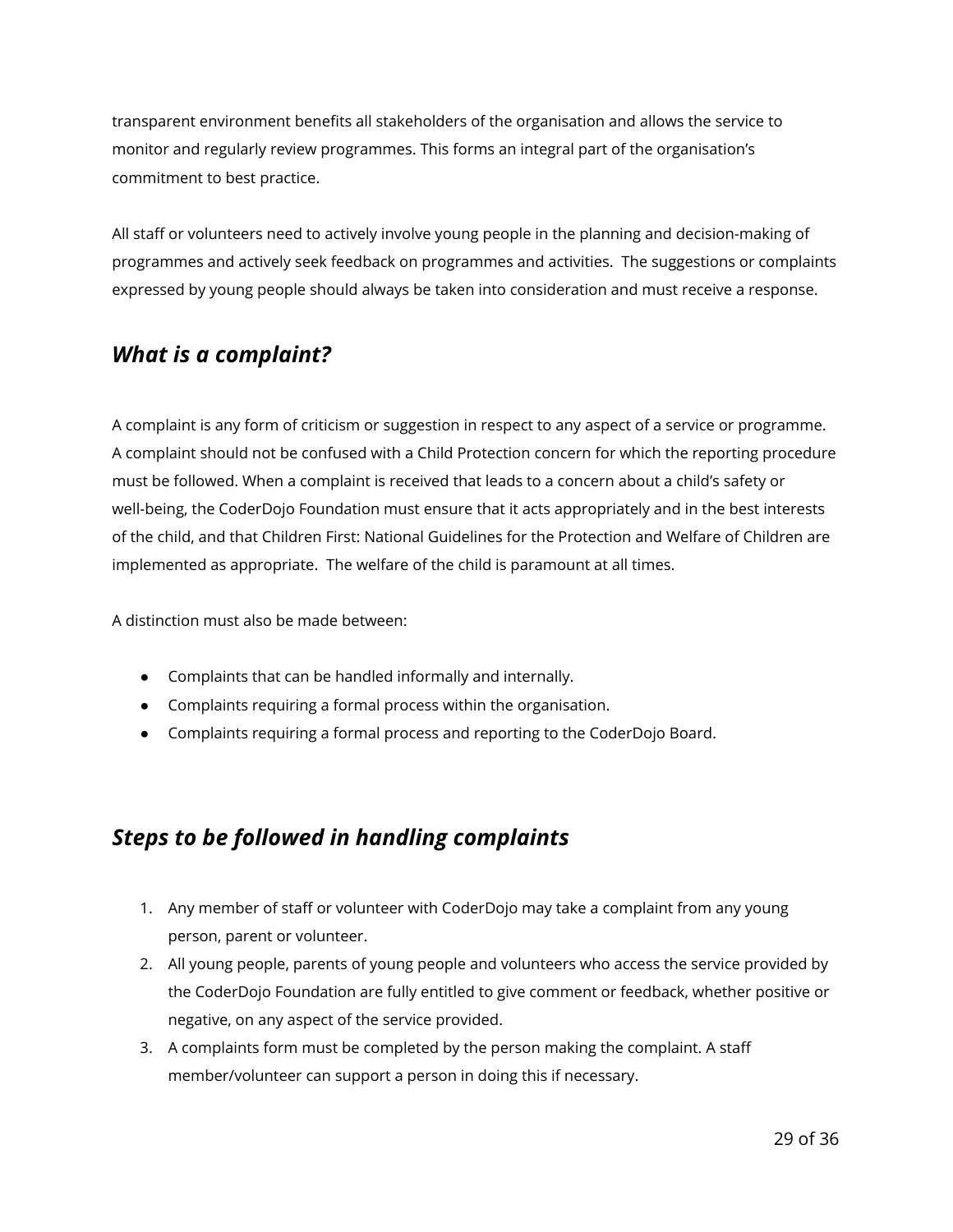transparent environment benefits all stakeholders of the organisation and allows the service to monitor and regularly review programmes. This forms an integral part of the organisation's commitment to best practice.

All staff or volunteers need to actively involve young people in the planning and decision-making of programmes and actively seek feedback on programmes and activities. The suggestions or complaints expressed by young people should always be taken into consideration and must receive a response.

## *What is a complaint?*

A complaint is any form of criticism or suggestion in respect to any aspect of a service or programme. A complaint should not be confused with a Child Protection concern for which the reporting procedure must be followed. When a complaint is received that leads to a concern about a child's safety or well-being, the CoderDojo Foundation must ensure that it acts appropriately and in the best interests of the child, and that Children First: National Guidelines for the Protection and Welfare of Children are implemented as appropriate. The welfare of the child is paramount at all times.

A distinction must also be made between:

- Complaints that can be handled informally and internally.
- Complaints requiring a formal process within the organisation.
- Complaints requiring a formal process and reporting to the CoderDojo Board.

## *Steps to be followed in handling complaints*

1. Any member of staff or volunteer with CoderDojo may take a complaint from any young person, parent or volunteer.
2. All young people, parents of young people and volunteers who access the service provided by the CoderDojo Foundation are fully entitled to give comment or feedback, whether positive or negative, on any aspect of the service provided.
3. A complaints form must be completed by the person making the complaint. A staff member/volunteer can support a person in doing this if necessary.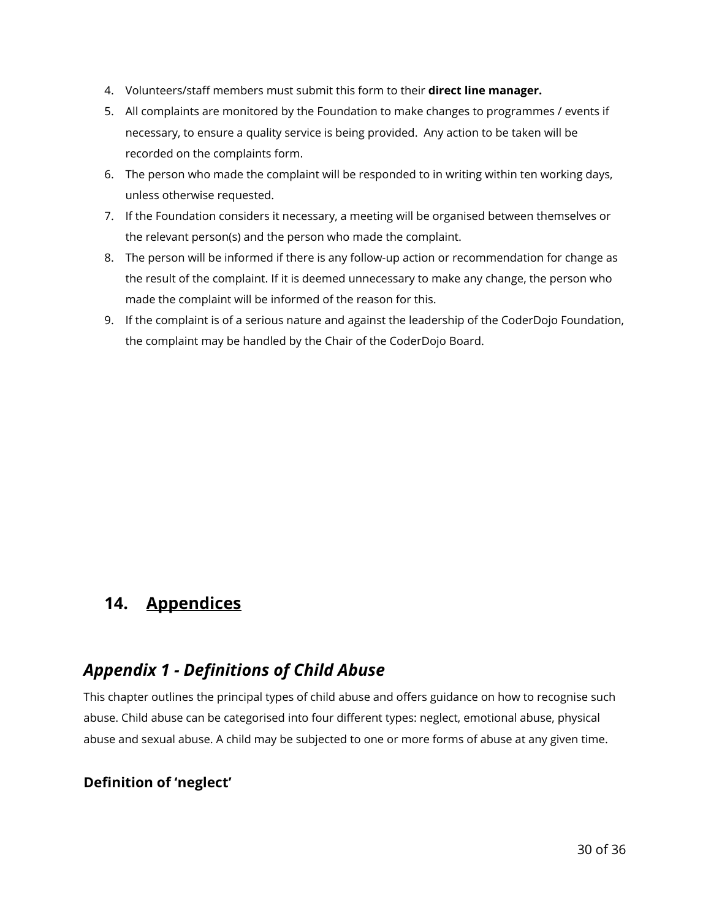4. Volunteers/staff members must submit this form to their **direct line manager.**
5. All complaints are monitored by the Foundation to make changes to programmes / events if necessary, to ensure a quality service is being provided. Any action to be taken will be recorded on the complaints form.
6. The person who made the complaint will be responded to in writing within ten working days, unless otherwise requested.
7. If the Foundation considers it necessary, a meeting will be organised between themselves or the relevant person(s) and the person who made the complaint.
8. The person will be informed if there is any follow-up action or recommendation for change as the result of the complaint. If it is deemed unnecessary to make any change, the person who made the complaint will be informed of the reason for this.
9. If the complaint is of a serious nature and against the leadership of the CoderDojo Foundation, the complaint may be handled by the Chair of the CoderDojo Board.

## 14. Appendices

## *Appendix 1 - Definitions of Child Abuse*

This chapter outlines the principal types of child abuse and offers guidance on how to recognise such abuse. Child abuse can be categorised into four different types: neglect, emotional abuse, physical abuse and sexual abuse. A child may be subjected to one or more forms of abuse at any given time.

### Definition of 'neglect'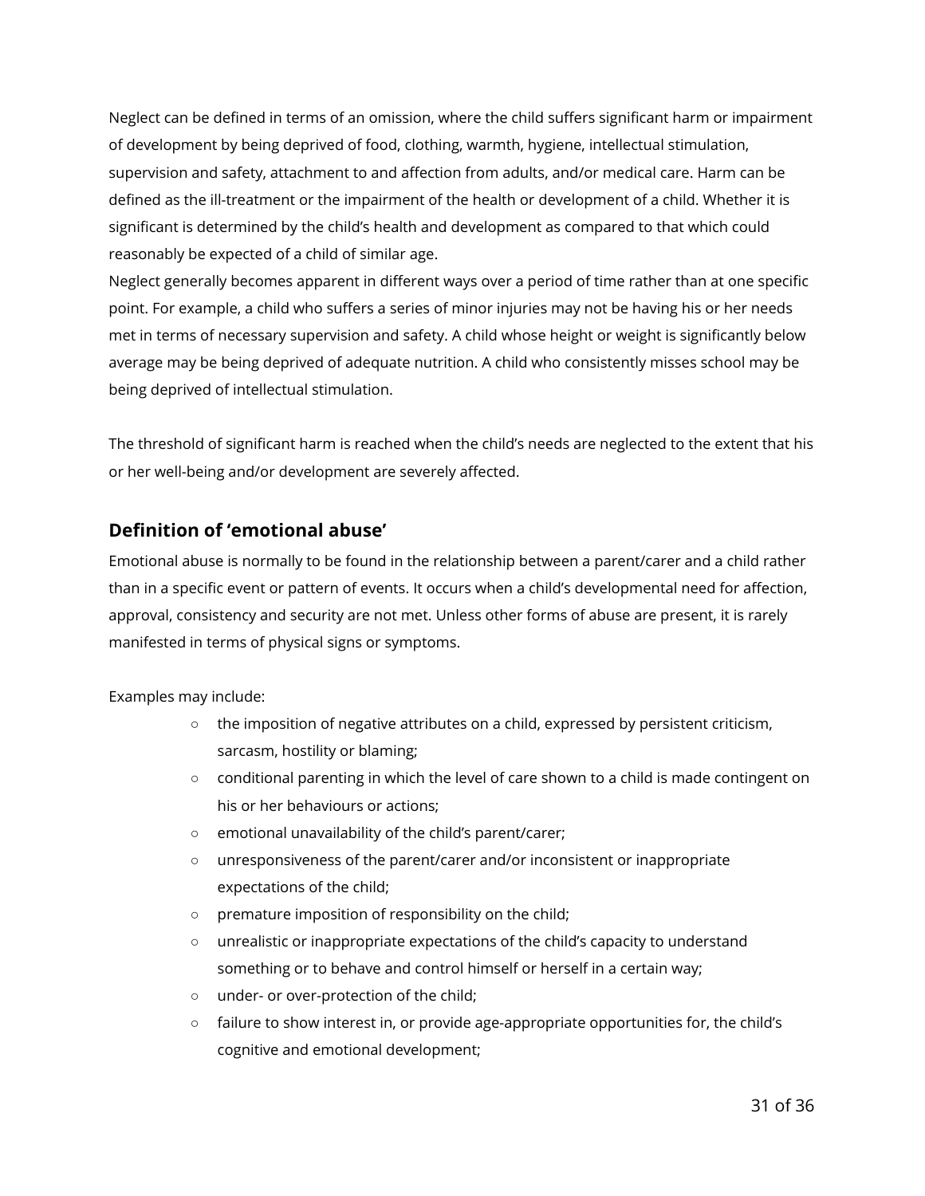Neglect can be defined in terms of an omission, where the child suffers significant harm or impairment of development by being deprived of food, clothing, warmth, hygiene, intellectual stimulation, supervision and safety, attachment to and affection from adults, and/or medical care. Harm can be defined as the ill-treatment or the impairment of the health or development of a child. Whether it is significant is determined by the child's health and development as compared to that which could reasonably be expected of a child of similar age.

Neglect generally becomes apparent in different ways over a period of time rather than at one specific point. For example, a child who suffers a series of minor injuries may not be having his or her needs met in terms of necessary supervision and safety. A child whose height or weight is significantly below average may be being deprived of adequate nutrition. A child who consistently misses school may be being deprived of intellectual stimulation.

The threshold of significant harm is reached when the child's needs are neglected to the extent that his or her well-being and/or development are severely affected.

## Definition of 'emotional abuse'

Emotional abuse is normally to be found in the relationship between a parent/carer and a child rather than in a specific event or pattern of events. It occurs when a child's developmental need for affection, approval, consistency and security are not met. Unless other forms of abuse are present, it is rarely manifested in terms of physical signs or symptoms.

Examples may include:

- the imposition of negative attributes on a child, expressed by persistent criticism, sarcasm, hostility or blaming;
- conditional parenting in which the level of care shown to a child is made contingent on his or her behaviours or actions;
- emotional unavailability of the child's parent/carer;
- unresponsiveness of the parent/carer and/or inconsistent or inappropriate expectations of the child;
- premature imposition of responsibility on the child;
- unrealistic or inappropriate expectations of the child's capacity to understand something or to behave and control himself or herself in a certain way;
- under- or over-protection of the child;
- failure to show interest in, or provide age-appropriate opportunities for, the child's cognitive and emotional development;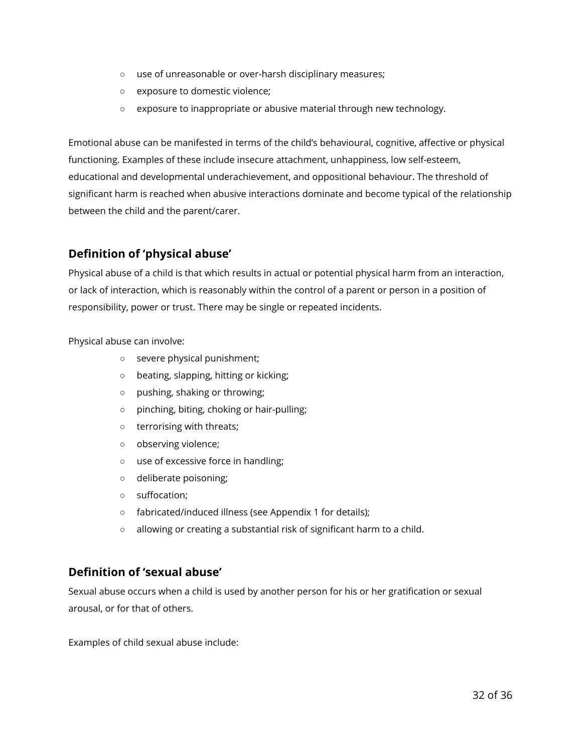- use of unreasonable or over-harsh disciplinary measures;
- exposure to domestic violence;
- exposure to inappropriate or abusive material through new technology.

Emotional abuse can be manifested in terms of the child's behavioural, cognitive, affective or physical functioning. Examples of these include insecure attachment, unhappiness, low self-esteem, educational and developmental underachievement, and oppositional behaviour. The threshold of significant harm is reached when abusive interactions dominate and become typical of the relationship between the child and the parent/carer.

## Definition of 'physical abuse'

Physical abuse of a child is that which results in actual or potential physical harm from an interaction, or lack of interaction, which is reasonably within the control of a parent or person in a position of responsibility, power or trust. There may be single or repeated incidents.

Physical abuse can involve:

- severe physical punishment;
- beating, slapping, hitting or kicking;
- pushing, shaking or throwing;
- pinching, biting, choking or hair-pulling;
- terrorising with threats;
- observing violence;
- use of excessive force in handling;
- deliberate poisoning;
- suffocation;
- fabricated/induced illness (see Appendix 1 for details);
- allowing or creating a substantial risk of significant harm to a child.

## Definition of 'sexual abuse'

Sexual abuse occurs when a child is used by another person for his or her gratification or sexual arousal, or for that of others.

Examples of child sexual abuse include: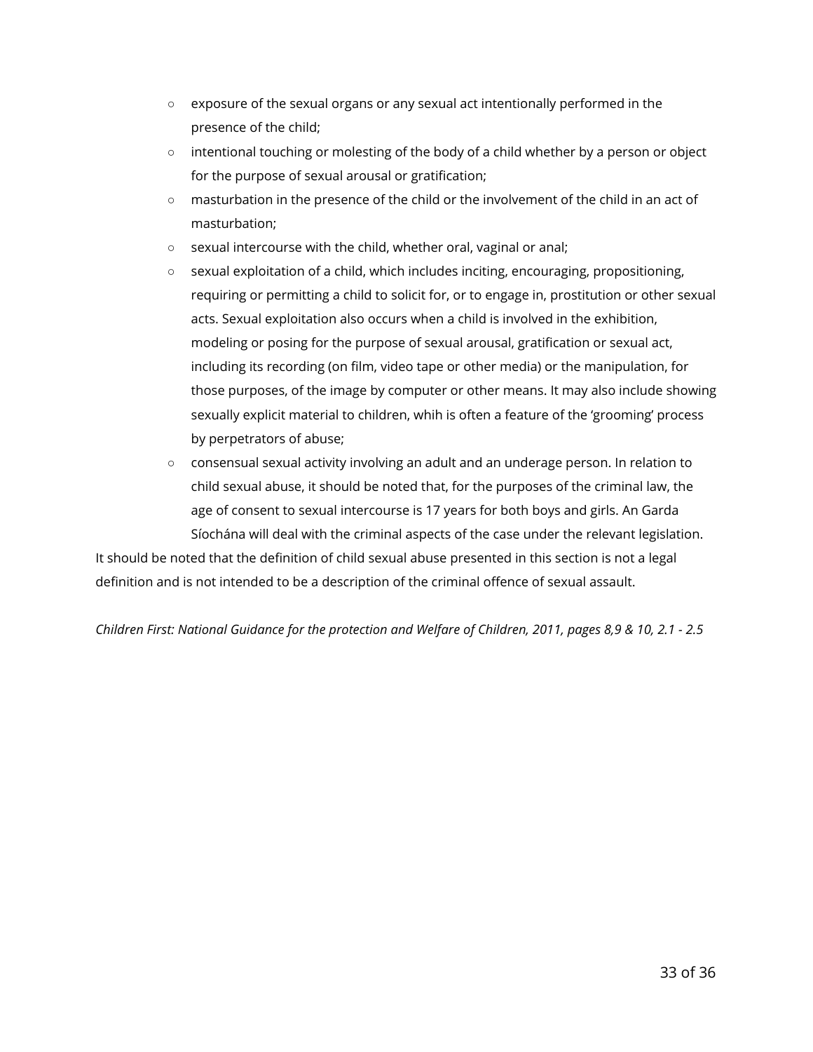- exposure of the sexual organs or any sexual act intentionally performed in the presence of the child;
- intentional touching or molesting of the body of a child whether by a person or object for the purpose of sexual arousal or gratification;
- masturbation in the presence of the child or the involvement of the child in an act of masturbation;
- sexual intercourse with the child, whether oral, vaginal or anal;
- sexual exploitation of a child, which includes inciting, encouraging, propositioning, requiring or permitting a child to solicit for, or to engage in, prostitution or other sexual acts. Sexual exploitation also occurs when a child is involved in the exhibition, modeling or posing for the purpose of sexual arousal, gratification or sexual act, including its recording (on film, video tape or other media) or the manipulation, for those purposes, of the image by computer or other means. It may also include showing sexually explicit material to children, whih is often a feature of the 'grooming' process by perpetrators of abuse;
- consensual sexual activity involving an adult and an underage person. In relation to child sexual abuse, it should be noted that, for the purposes of the criminal law, the age of consent to sexual intercourse is 17 years for both boys and girls. An Garda Síochána will deal with the criminal aspects of the case under the relevant legislation.

It should be noted that the definition of child sexual abuse presented in this section is not a legal definition and is not intended to be a description of the criminal offence of sexual assault.

*Children First: National Guidance for the protection and Welfare of Children, 2011, pages 8,9 & 10, 2.1 - 2.5*